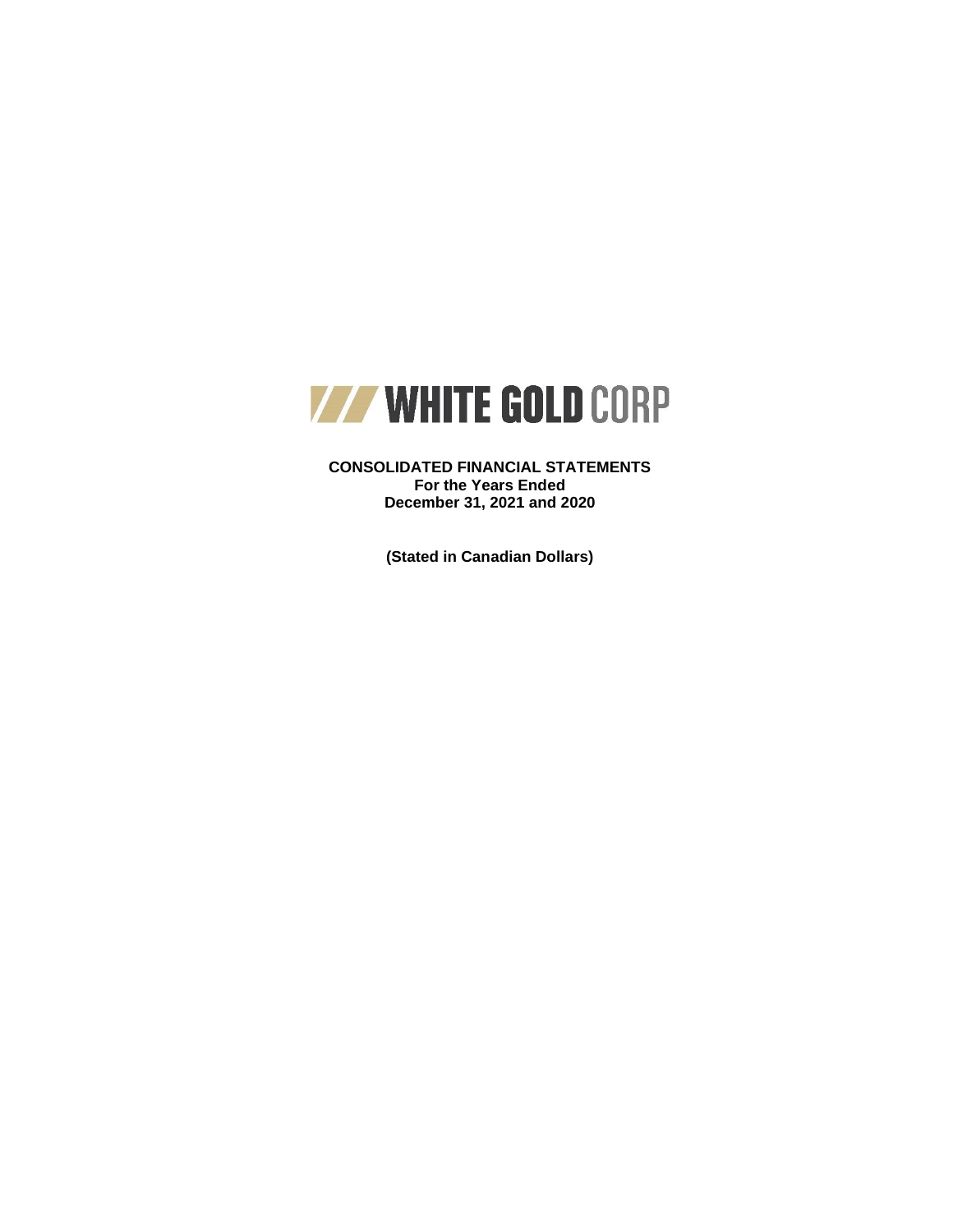WHITE GOLD CORP

**CONSOLIDATED FINANCIAL STATEMENTS**
**For the Years Ended**
**December 31, 2021 and 2020**

**(Stated in Canadian Dollars)**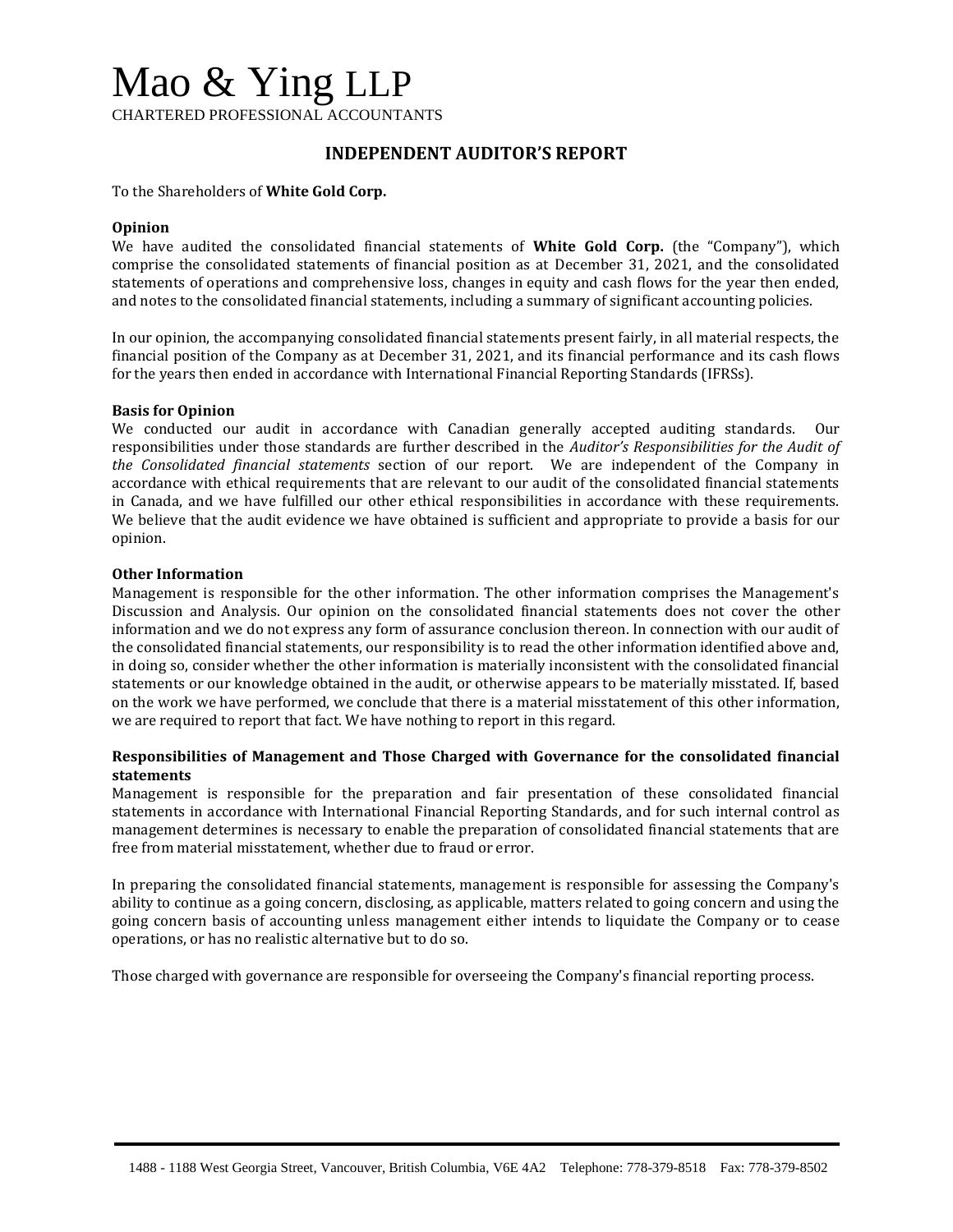# Mao & Ying LLP

CHARTERED PROFESSIONAL ACCOUNTANTS

## INDEPENDENT AUDITOR'S REPORT

To the Shareholders of **White Gold Corp.**

**Opinion**

We have audited the consolidated financial statements of **White Gold Corp.** (the "Company"), which comprise the consolidated statements of financial position as at December 31, 2021, and the consolidated statements of operations and comprehensive loss, changes in equity and cash flows for the year then ended, and notes to the consolidated financial statements, including a summary of significant accounting policies.

In our opinion, the accompanying consolidated financial statements present fairly, in all material respects, the financial position of the Company as at December 31, 2021, and its financial performance and its cash flows for the years then ended in accordance with International Financial Reporting Standards (IFRSs).

**Basis for Opinion**

We conducted our audit in accordance with Canadian generally accepted auditing standards. Our responsibilities under those standards are further described in the *Auditor's Responsibilities for the Audit of the Consolidated financial statements* section of our report. We are independent of the Company in accordance with ethical requirements that are relevant to our audit of the consolidated financial statements in Canada, and we have fulfilled our other ethical responsibilities in accordance with these requirements. We believe that the audit evidence we have obtained is sufficient and appropriate to provide a basis for our opinion.

**Other Information**

Management is responsible for the other information. The other information comprises the Management's Discussion and Analysis. Our opinion on the consolidated financial statements does not cover the other information and we do not express any form of assurance conclusion thereon. In connection with our audit of the consolidated financial statements, our responsibility is to read the other information identified above and, in doing so, consider whether the other information is materially inconsistent with the consolidated financial statements or our knowledge obtained in the audit, or otherwise appears to be materially misstated. If, based on the work we have performed, we conclude that there is a material misstatement of this other information, we are required to report that fact. We have nothing to report in this regard.

**Responsibilities of Management and Those Charged with Governance for the consolidated financial statements**

Management is responsible for the preparation and fair presentation of these consolidated financial statements in accordance with International Financial Reporting Standards, and for such internal control as management determines is necessary to enable the preparation of consolidated financial statements that are free from material misstatement, whether due to fraud or error.

In preparing the consolidated financial statements, management is responsible for assessing the Company's ability to continue as a going concern, disclosing, as applicable, matters related to going concern and using the going concern basis of accounting unless management either intends to liquidate the Company or to cease operations, or has no realistic alternative but to do so.

Those charged with governance are responsible for overseeing the Company's financial reporting process.

1488 - 1188 West Georgia Street, Vancouver, British Columbia, V6E 4A2 Telephone: 778-379-8518 Fax: 778-379-8502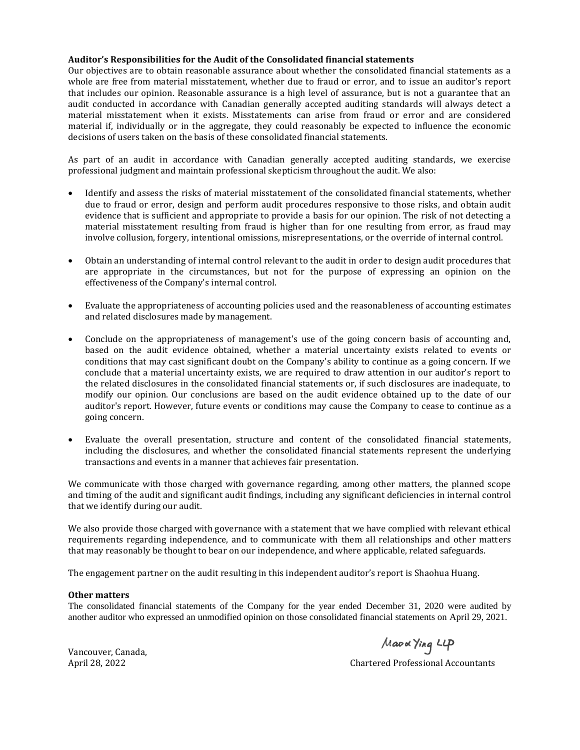**Auditor's Responsibilities for the Audit of the Consolidated financial statements**

Our objectives are to obtain reasonable assurance about whether the consolidated financial statements as a whole are free from material misstatement, whether due to fraud or error, and to issue an auditor's report that includes our opinion. Reasonable assurance is a high level of assurance, but is not a guarantee that an audit conducted in accordance with Canadian generally accepted auditing standards will always detect a material misstatement when it exists. Misstatements can arise from fraud or error and are considered material if, individually or in the aggregate, they could reasonably be expected to influence the economic decisions of users taken on the basis of these consolidated financial statements.

As part of an audit in accordance with Canadian generally accepted auditing standards, we exercise professional judgment and maintain professional skepticism throughout the audit. We also:

- Identify and assess the risks of material misstatement of the consolidated financial statements, whether due to fraud or error, design and perform audit procedures responsive to those risks, and obtain audit evidence that is sufficient and appropriate to provide a basis for our opinion. The risk of not detecting a material misstatement resulting from fraud is higher than for one resulting from error, as fraud may involve collusion, forgery, intentional omissions, misrepresentations, or the override of internal control.

- Obtain an understanding of internal control relevant to the audit in order to design audit procedures that are appropriate in the circumstances, but not for the purpose of expressing an opinion on the effectiveness of the Company's internal control.

- Evaluate the appropriateness of accounting policies used and the reasonableness of accounting estimates and related disclosures made by management.

- Conclude on the appropriateness of management's use of the going concern basis of accounting and, based on the audit evidence obtained, whether a material uncertainty exists related to events or conditions that may cast significant doubt on the Company's ability to continue as a going concern. If we conclude that a material uncertainty exists, we are required to draw attention in our auditor's report to the related disclosures in the consolidated financial statements or, if such disclosures are inadequate, to modify our opinion. Our conclusions are based on the audit evidence obtained up to the date of our auditor's report. However, future events or conditions may cause the Company to cease to continue as a going concern.

- Evaluate the overall presentation, structure and content of the consolidated financial statements, including the disclosures, and whether the consolidated financial statements represent the underlying transactions and events in a manner that achieves fair presentation.

We communicate with those charged with governance regarding, among other matters, the planned scope and timing of the audit and significant audit findings, including any significant deficiencies in internal control that we identify during our audit.

We also provide those charged with governance with a statement that we have complied with relevant ethical requirements regarding independence, and to communicate with them all relationships and other matters that may reasonably be thought to bear on our independence, and where applicable, related safeguards.

The engagement partner on the audit resulting in this independent auditor's report is Shaohua Huang.

**Other matters**

The consolidated financial statements of the Company for the year ended December 31, 2020 were audited by another auditor who expressed an unmodified opinion on those consolidated financial statements on April 29, 2021.

Vancouver, Canada,
April 28, 2022

Mao & Ying LLP
Chartered Professional Accountants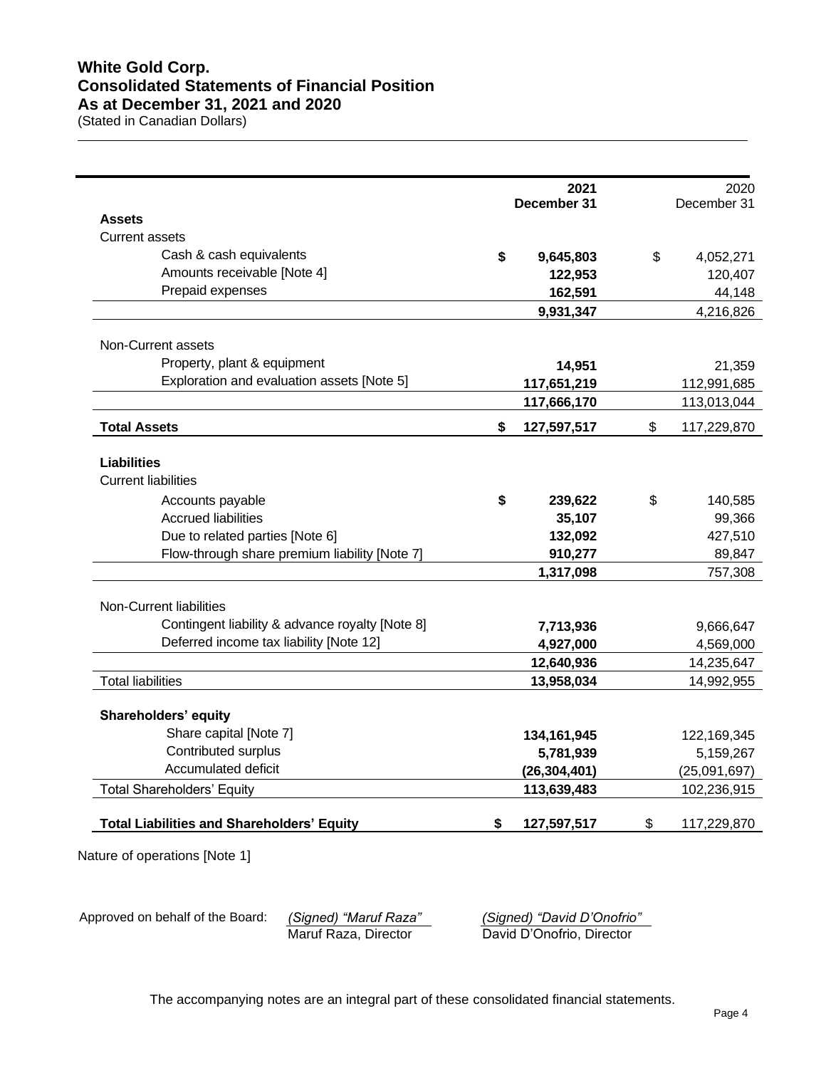# White Gold Corp.
# Consolidated Statements of Financial Position
# As at December 31, 2021 and 2020

(Stated in Canadian Dollars)

| | 2021 December 31 | 2020 December 31 |
|---|---|---|
| **Assets** | | |
| Current assets | | |
| Cash & cash equivalents | **$ 9,645,803** | $ 4,052,271 |
| Amounts receivable [Note 4] | **122,953** | 120,407 |
| Prepaid expenses | **162,591** | 44,148 |
| | **9,931,347** | 4,216,826 |
| Non-Current assets | | |
| Property, plant & equipment | **14,951** | 21,359 |
| Exploration and evaluation assets [Note 5] | **117,651,219** | 112,991,685 |
| | **117,666,170** | 113,013,044 |
| **Total Assets** | **$ 127,597,517** | $ 117,229,870 |
| **Liabilities** | | |
| Current liabilities | | |
| Accounts payable | **$ 239,622** | $ 140,585 |
| Accrued liabilities | **35,107** | 99,366 |
| Due to related parties [Note 6] | **132,092** | 427,510 |
| Flow-through share premium liability [Note 7] | **910,277** | 89,847 |
| | **1,317,098** | 757,308 |
| Non-Current liabilities | | |
| Contingent liability & advance royalty [Note 8] | **7,713,936** | 9,666,647 |
| Deferred income tax liability [Note 12] | **4,927,000** | 4,569,000 |
| | **12,640,936** | 14,235,647 |
| Total liabilities | **13,958,034** | 14,992,955 |
| **Shareholders' equity** | | |
| Share capital [Note 7] | **134,161,945** | 122,169,345 |
| Contributed surplus | **5,781,939** | 5,159,267 |
| Accumulated deficit | **(26,304,401)** | (25,091,697) |
| Total Shareholders' Equity | **113,639,483** | 102,236,915 |
| **Total Liabilities and Shareholders' Equity** | **$ 127,597,517** | $ 117,229,870 |

Nature of operations [Note 1]

Approved on behalf of the Board: *(Signed) "Maruf Raza"* Maruf Raza, Director    *(Signed) "David D'Onofrio"* David D'Onofrio, Director

The accompanying notes are an integral part of these consolidated financial statements.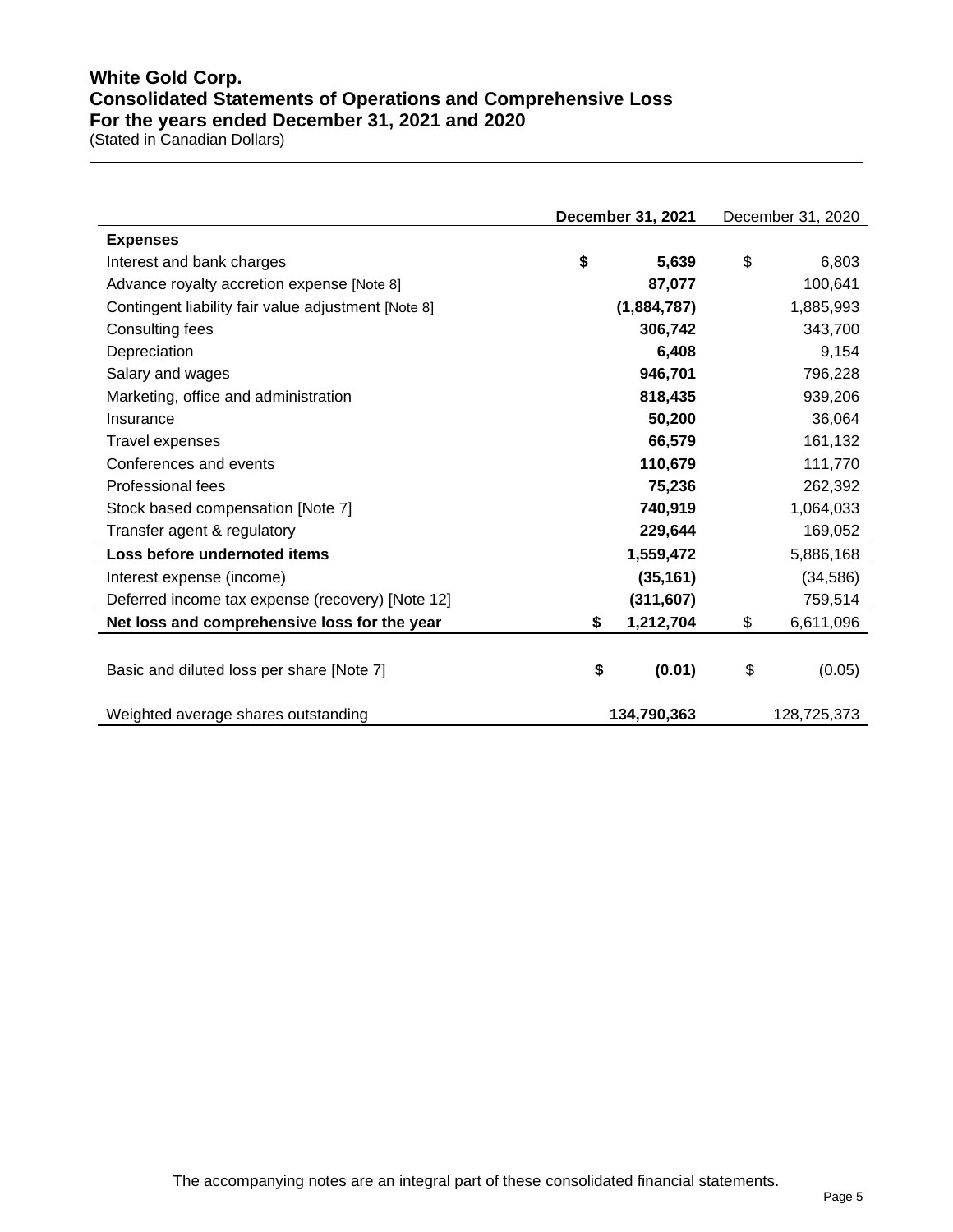# White Gold Corp.
## Consolidated Statements of Operations and Comprehensive Loss
## For the years ended December 31, 2021 and 2020
(Stated in Canadian Dollars)

| | **December 31, 2021** | December 31, 2020 |
|---|---|---|
| **Expenses** | | |
| Interest and bank charges | **$ 5,639** | $ 6,803 |
| Advance royalty accretion expense [Note 8] | **87,077** | 100,641 |
| Contingent liability fair value adjustment [Note 8] | **(1,884,787)** | 1,885,993 |
| Consulting fees | **306,742** | 343,700 |
| Depreciation | **6,408** | 9,154 |
| Salary and wages | **946,701** | 796,228 |
| Marketing, office and administration | **818,435** | 939,206 |
| Insurance | **50,200** | 36,064 |
| Travel expenses | **66,579** | 161,132 |
| Conferences and events | **110,679** | 111,770 |
| Professional fees | **75,236** | 262,392 |
| Stock based compensation [Note 7] | **740,919** | 1,064,033 |
| Transfer agent & regulatory | **229,644** | 169,052 |
| **Loss before undernoted items** | **1,559,472** | 5,886,168 |
| Interest expense (income) | **(35,161)** | (34,586) |
| Deferred income tax expense (recovery) [Note 12] | **(311,607)** | 759,514 |
| **Net loss and comprehensive loss for the year** | **$ 1,212,704** | $ 6,611,096 |
| Basic and diluted loss per share [Note 7] | **$ (0.01)** | $ (0.05) |
| Weighted average shares outstanding | **134,790,363** | 128,725,373 |

The accompanying notes are an integral part of these consolidated financial statements.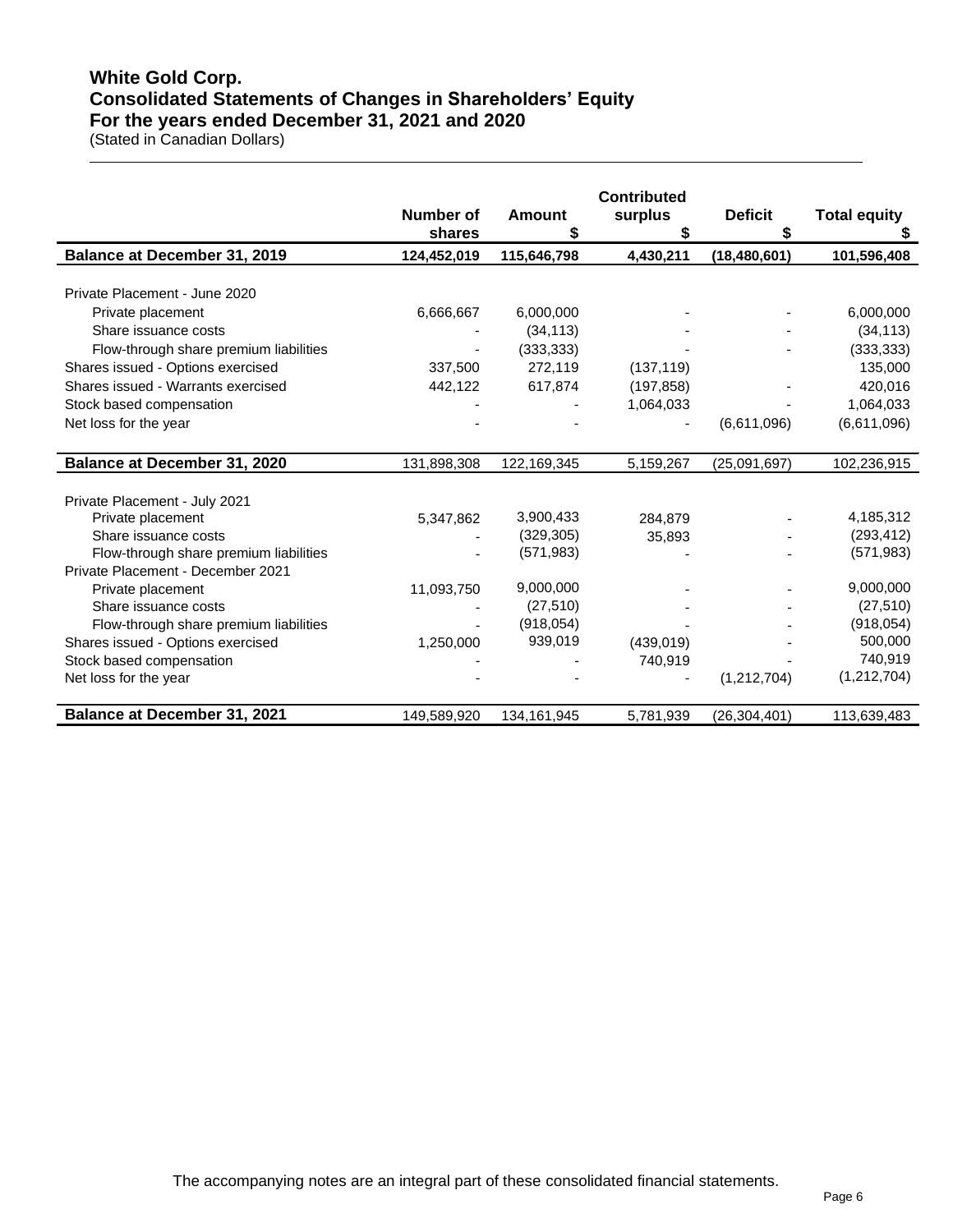# White Gold Corp.
# Consolidated Statements of Changes in Shareholders' Equity
# For the years ended December 31, 2021 and 2020
(Stated in Canadian Dollars)

| | Number of shares | Amount $ | Contributed surplus $ | Deficit $ | Total equity $ |
|---|---|---|---|---|---|
| **Balance at December 31, 2019** | **124,452,019** | **115,646,798** | **4,430,211** | **(18,480,601)** | **101,596,408** |
| Private Placement - June 2020 | | | | | |
| Private placement | 6,666,667 | 6,000,000 | - | - | 6,000,000 |
| Share issuance costs | - | (34,113) | - | - | (34,113) |
| Flow-through share premium liabilities | - | (333,333) | - | - | (333,333) |
| Shares issued - Options exercised | 337,500 | 272,119 | (137,119) | | 135,000 |
| Shares issued - Warrants exercised | 442,122 | 617,874 | (197,858) | - | 420,016 |
| Stock based compensation | - | - | 1,064,033 | - | 1,064,033 |
| Net loss for the year | - | - | - | (6,611,096) | (6,611,096) |
| **Balance at December 31, 2020** | 131,898,308 | 122,169,345 | 5,159,267 | (25,091,697) | 102,236,915 |
| Private Placement - July 2021 | | | | | |
| Private placement | 5,347,862 | 3,900,433 | 284,879 | - | 4,185,312 |
| Share issuance costs | - | (329,305) | 35,893 | - | (293,412) |
| Flow-through share premium liabilities | - | (571,983) | - | - | (571,983) |
| Private Placement - December 2021 | | | | | |
| Private placement | 11,093,750 | 9,000,000 | - | - | 9,000,000 |
| Share issuance costs | - | (27,510) | - | - | (27,510) |
| Flow-through share premium liabilities | - | (918,054) | - | - | (918,054) |
| Shares issued - Options exercised | 1,250,000 | 939,019 | (439,019) | - | 500,000 |
| Stock based compensation | - | - | 740,919 | - | 740,919 |
| Net loss for the year | - | - | - | (1,212,704) | (1,212,704) |
| **Balance at December 31, 2021** | 149,589,920 | 134,161,945 | 5,781,939 | (26,304,401) | 113,639,483 |

The accompanying notes are an integral part of these consolidated financial statements.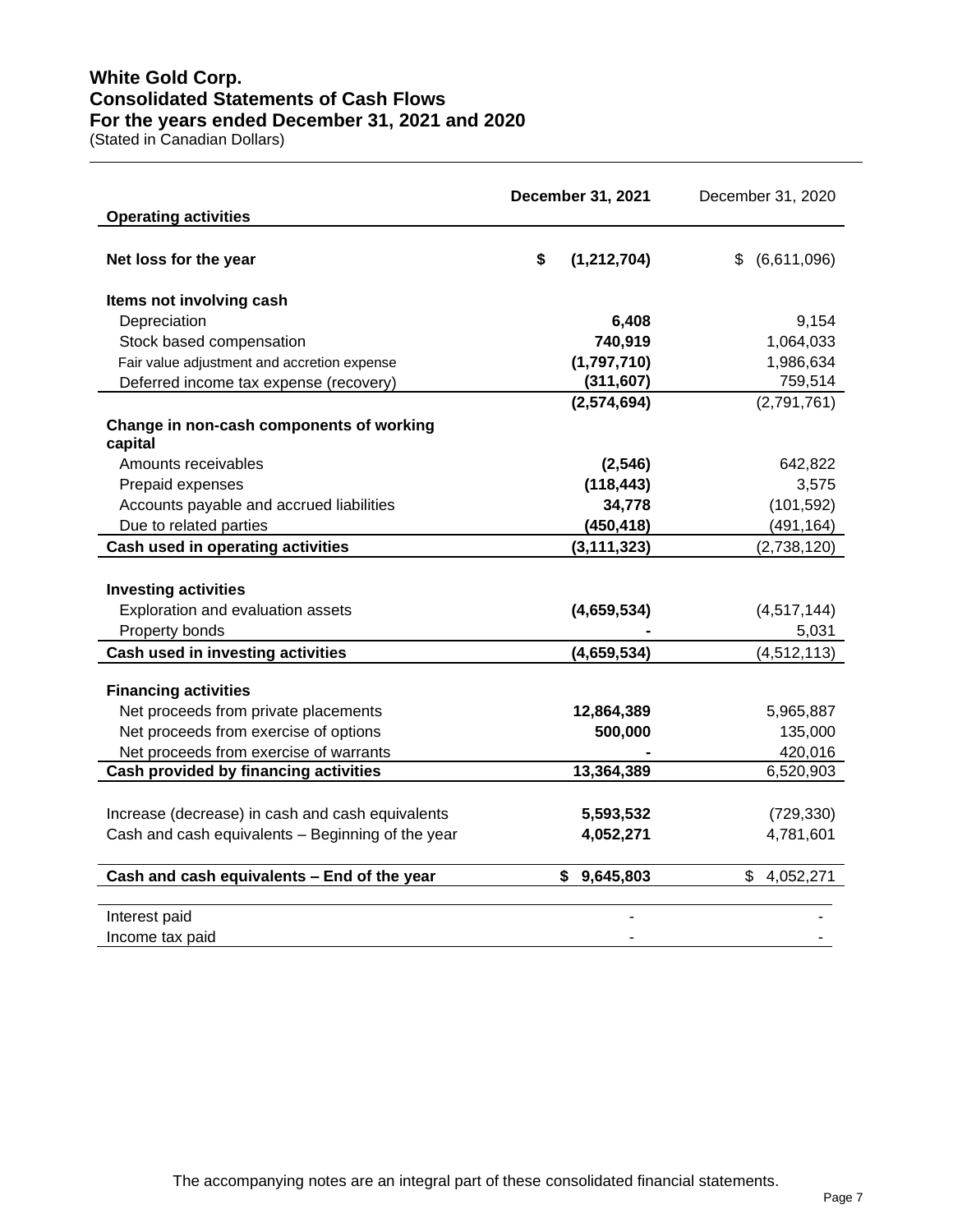# White Gold Corp.
## Consolidated Statements of Cash Flows
## For the years ended December 31, 2021 and 2020
(Stated in Canadian Dollars)

| | December 31, 2021 | December 31, 2020 |
|---|---|---|
| **Operating activities** | | |
| **Net loss for the year** | **$ (1,212,704)** | $ (6,611,096) |
| **Items not involving cash** | | |
| Depreciation | **6,408** | 9,154 |
| Stock based compensation | **740,919** | 1,064,033 |
| Fair value adjustment and accretion expense | **(1,797,710)** | 1,986,634 |
| Deferred income tax expense (recovery) | **(311,607)** | 759,514 |
| | **(2,574,694)** | (2,791,761) |
| **Change in non-cash components of working capital** | | |
| Amounts receivables | **(2,546)** | 642,822 |
| Prepaid expenses | **(118,443)** | 3,575 |
| Accounts payable and accrued liabilities | **34,778** | (101,592) |
| Due to related parties | **(450,418)** | (491,164) |
| **Cash used in operating activities** | **(3,111,323)** | (2,738,120) |
| **Investing activities** | | |
| Exploration and evaluation assets | **(4,659,534)** | (4,517,144) |
| Property bonds | **-** | 5,031 |
| **Cash used in investing activities** | **(4,659,534)** | (4,512,113) |
| **Financing activities** | | |
| Net proceeds from private placements | **12,864,389** | 5,965,887 |
| Net proceeds from exercise of options | **500,000** | 135,000 |
| Net proceeds from exercise of warrants | **-** | 420,016 |
| **Cash provided by financing activities** | **13,364,389** | 6,520,903 |
| Increase (decrease) in cash and cash equivalents | **5,593,532** | (729,330) |
| Cash and cash equivalents – Beginning of the year | **4,052,271** | 4,781,601 |
| **Cash and cash equivalents – End of the year** | **$ 9,645,803** | $ 4,052,271 |
| Interest paid | - | - |
| Income tax paid | - | - |

The accompanying notes are an integral part of these consolidated financial statements.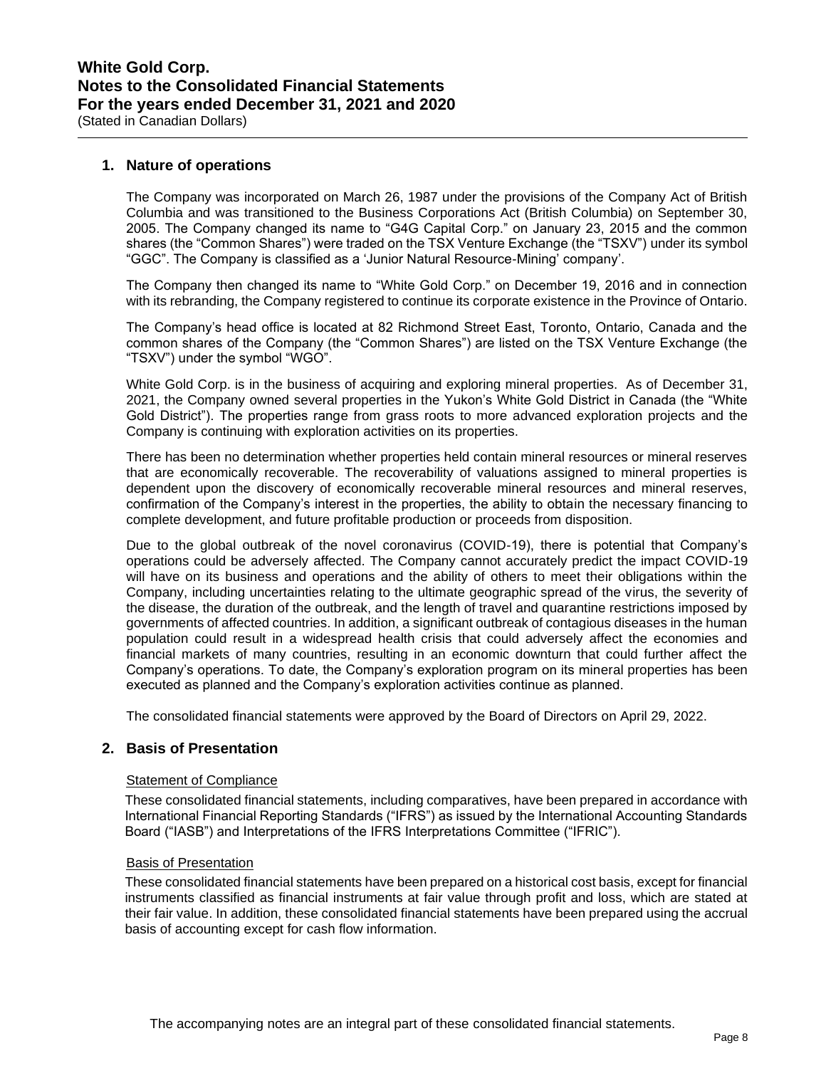## 1. Nature of operations

The Company was incorporated on March 26, 1987 under the provisions of the Company Act of British Columbia and was transitioned to the Business Corporations Act (British Columbia) on September 30, 2005. The Company changed its name to "G4G Capital Corp." on January 23, 2015 and the common shares (the "Common Shares") were traded on the TSX Venture Exchange (the "TSXV") under its symbol "GGC". The Company is classified as a 'Junior Natural Resource-Mining' company'.

The Company then changed its name to "White Gold Corp." on December 19, 2016 and in connection with its rebranding, the Company registered to continue its corporate existence in the Province of Ontario.

The Company's head office is located at 82 Richmond Street East, Toronto, Ontario, Canada and the common shares of the Company (the "Common Shares") are listed on the TSX Venture Exchange (the "TSXV") under the symbol "WGO".

White Gold Corp. is in the business of acquiring and exploring mineral properties. As of December 31, 2021, the Company owned several properties in the Yukon's White Gold District in Canada (the "White Gold District"). The properties range from grass roots to more advanced exploration projects and the Company is continuing with exploration activities on its properties.

There has been no determination whether properties held contain mineral resources or mineral reserves that are economically recoverable. The recoverability of valuations assigned to mineral properties is dependent upon the discovery of economically recoverable mineral resources and mineral reserves, confirmation of the Company's interest in the properties, the ability to obtain the necessary financing to complete development, and future profitable production or proceeds from disposition.

Due to the global outbreak of the novel coronavirus (COVID-19), there is potential that Company's operations could be adversely affected. The Company cannot accurately predict the impact COVID-19 will have on its business and operations and the ability of others to meet their obligations within the Company, including uncertainties relating to the ultimate geographic spread of the virus, the severity of the disease, the duration of the outbreak, and the length of travel and quarantine restrictions imposed by governments of affected countries. In addition, a significant outbreak of contagious diseases in the human population could result in a widespread health crisis that could adversely affect the economies and financial markets of many countries, resulting in an economic downturn that could further affect the Company's operations. To date, the Company's exploration program on its mineral properties has been executed as planned and the Company's exploration activities continue as planned.

The consolidated financial statements were approved by the Board of Directors on April 29, 2022.

## 2. Basis of Presentation

### Statement of Compliance

These consolidated financial statements, including comparatives, have been prepared in accordance with International Financial Reporting Standards ("IFRS") as issued by the International Accounting Standards Board ("IASB") and Interpretations of the IFRS Interpretations Committee ("IFRIC").

### Basis of Presentation

These consolidated financial statements have been prepared on a historical cost basis, except for financial instruments classified as financial instruments at fair value through profit and loss, which are stated at their fair value. In addition, these consolidated financial statements have been prepared using the accrual basis of accounting except for cash flow information.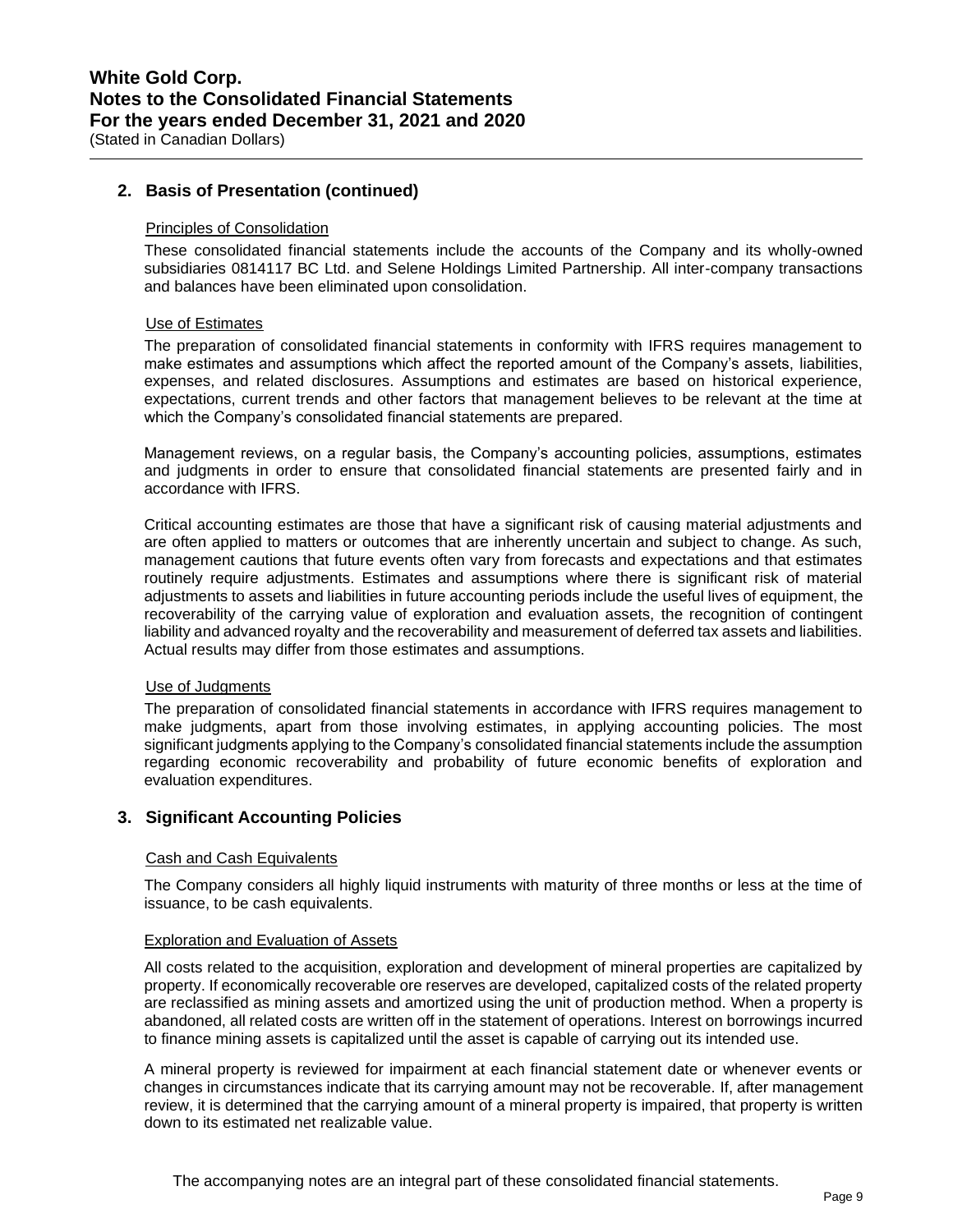## 2. Basis of Presentation (continued)

### Principles of Consolidation

These consolidated financial statements include the accounts of the Company and its wholly-owned subsidiaries 0814117 BC Ltd. and Selene Holdings Limited Partnership. All inter-company transactions and balances have been eliminated upon consolidation.

### Use of Estimates

The preparation of consolidated financial statements in conformity with IFRS requires management to make estimates and assumptions which affect the reported amount of the Company's assets, liabilities, expenses, and related disclosures. Assumptions and estimates are based on historical experience, expectations, current trends and other factors that management believes to be relevant at the time at which the Company's consolidated financial statements are prepared.

Management reviews, on a regular basis, the Company's accounting policies, assumptions, estimates and judgments in order to ensure that consolidated financial statements are presented fairly and in accordance with IFRS.

Critical accounting estimates are those that have a significant risk of causing material adjustments and are often applied to matters or outcomes that are inherently uncertain and subject to change. As such, management cautions that future events often vary from forecasts and expectations and that estimates routinely require adjustments. Estimates and assumptions where there is significant risk of material adjustments to assets and liabilities in future accounting periods include the useful lives of equipment, the recoverability of the carrying value of exploration and evaluation assets, the recognition of contingent liability and advanced royalty and the recoverability and measurement of deferred tax assets and liabilities. Actual results may differ from those estimates and assumptions.

### Use of Judgments

The preparation of consolidated financial statements in accordance with IFRS requires management to make judgments, apart from those involving estimates, in applying accounting policies. The most significant judgments applying to the Company's consolidated financial statements include the assumption regarding economic recoverability and probability of future economic benefits of exploration and evaluation expenditures.

## 3. Significant Accounting Policies

### Cash and Cash Equivalents

The Company considers all highly liquid instruments with maturity of three months or less at the time of issuance, to be cash equivalents.

### Exploration and Evaluation of Assets

All costs related to the acquisition, exploration and development of mineral properties are capitalized by property. If economically recoverable ore reserves are developed, capitalized costs of the related property are reclassified as mining assets and amortized using the unit of production method. When a property is abandoned, all related costs are written off in the statement of operations. Interest on borrowings incurred to finance mining assets is capitalized until the asset is capable of carrying out its intended use.

A mineral property is reviewed for impairment at each financial statement date or whenever events or changes in circumstances indicate that its carrying amount may not be recoverable. If, after management review, it is determined that the carrying amount of a mineral property is impaired, that property is written down to its estimated net realizable value.

The accompanying notes are an integral part of these consolidated financial statements.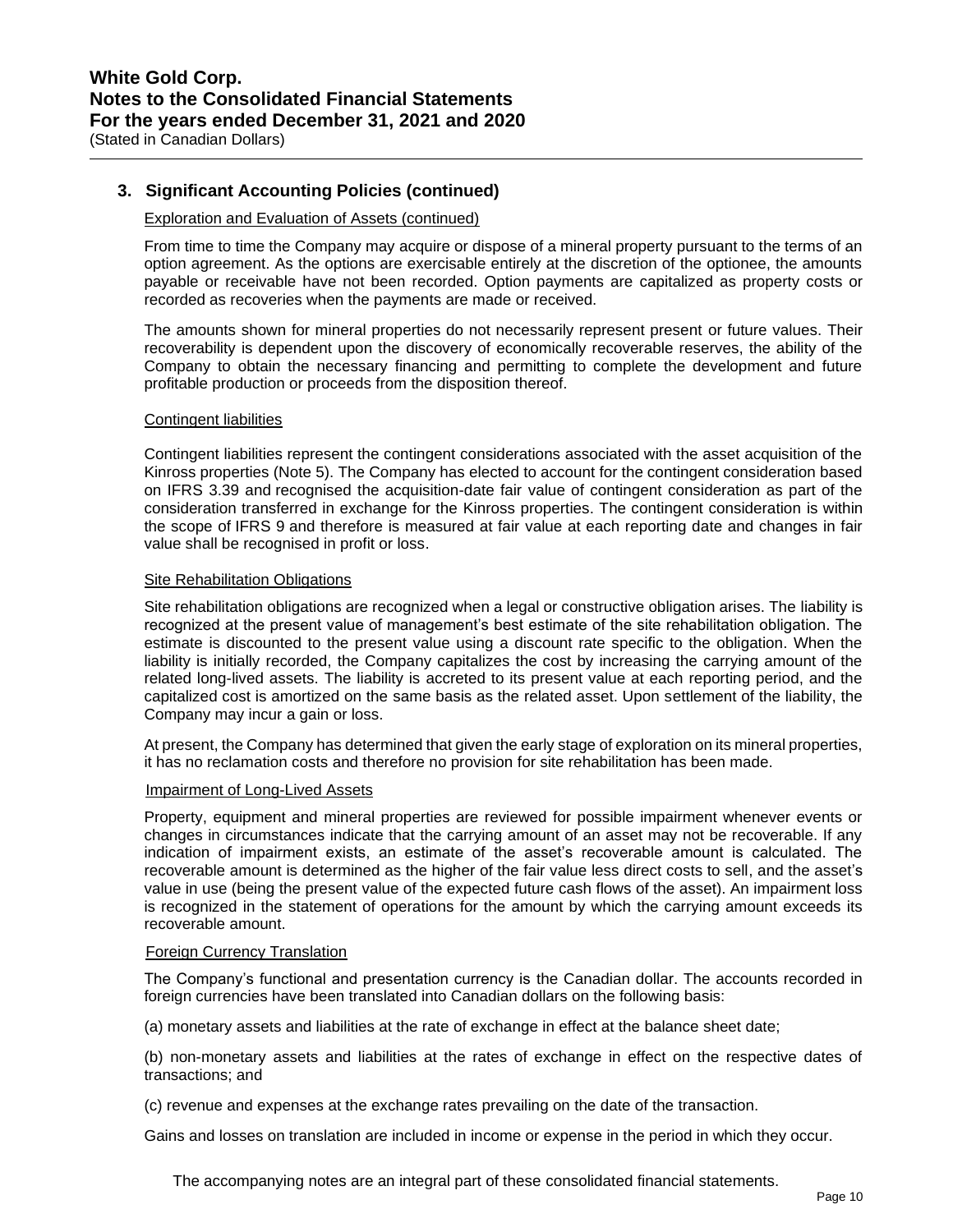## 3. Significant Accounting Policies (continued)

Exploration and Evaluation of Assets (continued)

From time to time the Company may acquire or dispose of a mineral property pursuant to the terms of an option agreement. As the options are exercisable entirely at the discretion of the optionee, the amounts payable or receivable have not been recorded. Option payments are capitalized as property costs or recorded as recoveries when the payments are made or received.

The amounts shown for mineral properties do not necessarily represent present or future values. Their recoverability is dependent upon the discovery of economically recoverable reserves, the ability of the Company to obtain the necessary financing and permitting to complete the development and future profitable production or proceeds from the disposition thereof.

Contingent liabilities

Contingent liabilities represent the contingent considerations associated with the asset acquisition of the Kinross properties (Note 5). The Company has elected to account for the contingent consideration based on IFRS 3.39 and recognised the acquisition-date fair value of contingent consideration as part of the consideration transferred in exchange for the Kinross properties. The contingent consideration is within the scope of IFRS 9 and therefore is measured at fair value at each reporting date and changes in fair value shall be recognised in profit or loss.

Site Rehabilitation Obligations

Site rehabilitation obligations are recognized when a legal or constructive obligation arises. The liability is recognized at the present value of management's best estimate of the site rehabilitation obligation. The estimate is discounted to the present value using a discount rate specific to the obligation. When the liability is initially recorded, the Company capitalizes the cost by increasing the carrying amount of the related long-lived assets. The liability is accreted to its present value at each reporting period, and the capitalized cost is amortized on the same basis as the related asset. Upon settlement of the liability, the Company may incur a gain or loss.

At present, the Company has determined that given the early stage of exploration on its mineral properties, it has no reclamation costs and therefore no provision for site rehabilitation has been made.

Impairment of Long-Lived Assets

Property, equipment and mineral properties are reviewed for possible impairment whenever events or changes in circumstances indicate that the carrying amount of an asset may not be recoverable. If any indication of impairment exists, an estimate of the asset's recoverable amount is calculated. The recoverable amount is determined as the higher of the fair value less direct costs to sell, and the asset's value in use (being the present value of the expected future cash flows of the asset). An impairment loss is recognized in the statement of operations for the amount by which the carrying amount exceeds its recoverable amount.

Foreign Currency Translation

The Company's functional and presentation currency is the Canadian dollar. The accounts recorded in foreign currencies have been translated into Canadian dollars on the following basis:

(a) monetary assets and liabilities at the rate of exchange in effect at the balance sheet date;

(b) non-monetary assets and liabilities at the rates of exchange in effect on the respective dates of transactions; and

(c) revenue and expenses at the exchange rates prevailing on the date of the transaction.

Gains and losses on translation are included in income or expense in the period in which they occur.

The accompanying notes are an integral part of these consolidated financial statements.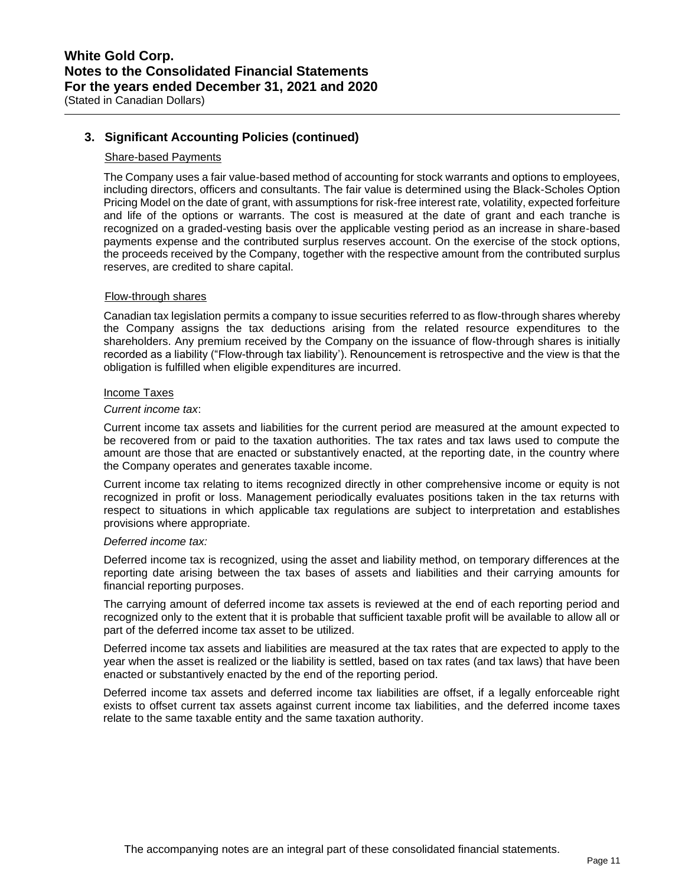## 3. Significant Accounting Policies (continued)

Share-based Payments

The Company uses a fair value-based method of accounting for stock warrants and options to employees, including directors, officers and consultants. The fair value is determined using the Black-Scholes Option Pricing Model on the date of grant, with assumptions for risk-free interest rate, volatility, expected forfeiture and life of the options or warrants. The cost is measured at the date of grant and each tranche is recognized on a graded-vesting basis over the applicable vesting period as an increase in share-based payments expense and the contributed surplus reserves account. On the exercise of the stock options, the proceeds received by the Company, together with the respective amount from the contributed surplus reserves, are credited to share capital.

Flow-through shares

Canadian tax legislation permits a company to issue securities referred to as flow-through shares whereby the Company assigns the tax deductions arising from the related resource expenditures to the shareholders. Any premium received by the Company on the issuance of flow-through shares is initially recorded as a liability ("Flow-through tax liability'). Renouncement is retrospective and the view is that the obligation is fulfilled when eligible expenditures are incurred.

Income Taxes

*Current income tax*:

Current income tax assets and liabilities for the current period are measured at the amount expected to be recovered from or paid to the taxation authorities. The tax rates and tax laws used to compute the amount are those that are enacted or substantively enacted, at the reporting date, in the country where the Company operates and generates taxable income.

Current income tax relating to items recognized directly in other comprehensive income or equity is not recognized in profit or loss. Management periodically evaluates positions taken in the tax returns with respect to situations in which applicable tax regulations are subject to interpretation and establishes provisions where appropriate.

*Deferred income tax:*

Deferred income tax is recognized, using the asset and liability method, on temporary differences at the reporting date arising between the tax bases of assets and liabilities and their carrying amounts for financial reporting purposes.

The carrying amount of deferred income tax assets is reviewed at the end of each reporting period and recognized only to the extent that it is probable that sufficient taxable profit will be available to allow all or part of the deferred income tax asset to be utilized.

Deferred income tax assets and liabilities are measured at the tax rates that are expected to apply to the year when the asset is realized or the liability is settled, based on tax rates (and tax laws) that have been enacted or substantively enacted by the end of the reporting period.

Deferred income tax assets and deferred income tax liabilities are offset, if a legally enforceable right exists to offset current tax assets against current income tax liabilities, and the deferred income taxes relate to the same taxable entity and the same taxation authority.

The accompanying notes are an integral part of these consolidated financial statements.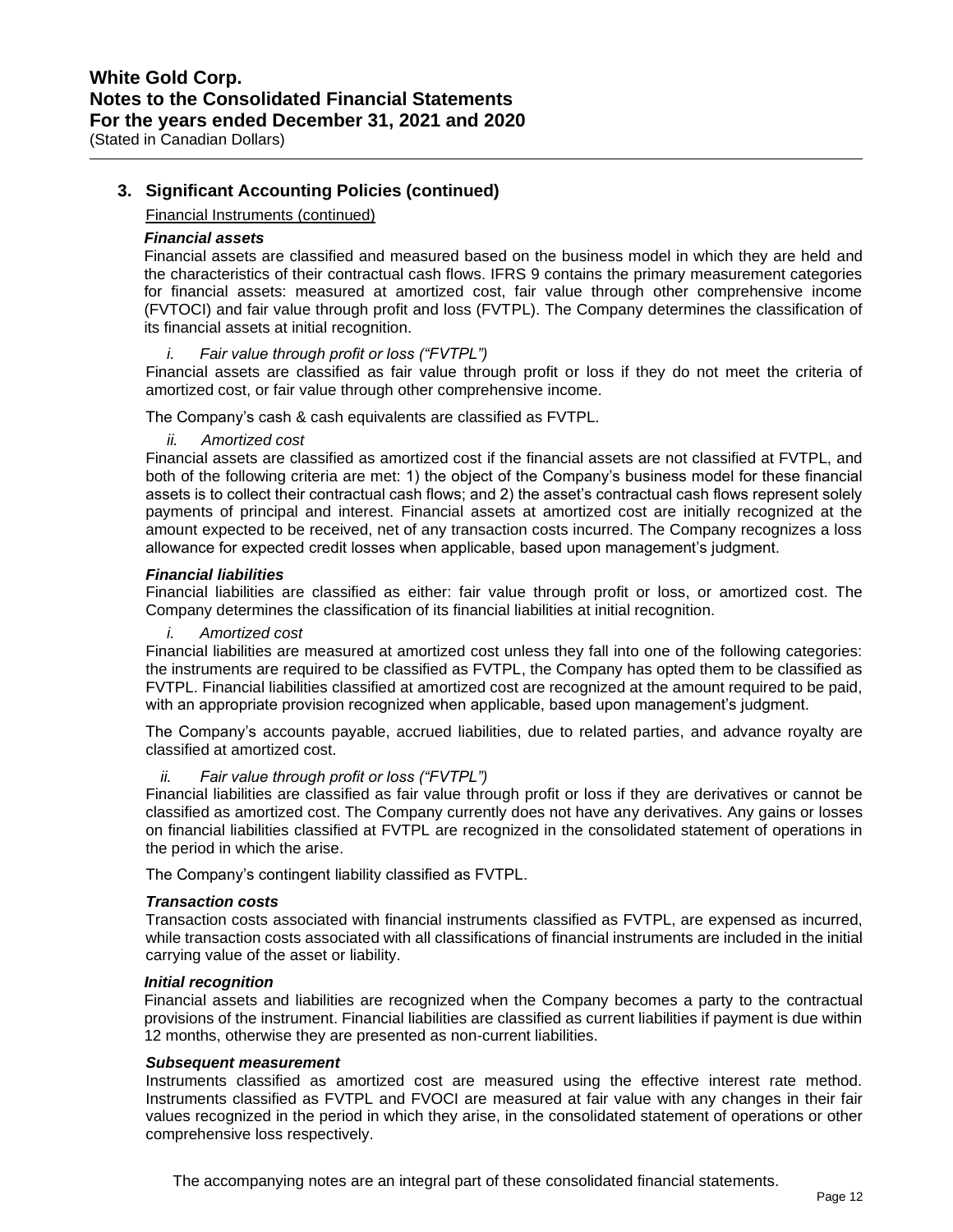## 3. Significant Accounting Policies (continued)

Financial Instruments (continued)

***Financial assets***

Financial assets are classified and measured based on the business model in which they are held and the characteristics of their contractual cash flows. IFRS 9 contains the primary measurement categories for financial assets: measured at amortized cost, fair value through other comprehensive income (FVTOCI) and fair value through profit and loss (FVTPL). The Company determines the classification of its financial assets at initial recognition.

*i. Fair value through profit or loss ("FVTPL")*

Financial assets are classified as fair value through profit or loss if they do not meet the criteria of amortized cost, or fair value through other comprehensive income.

The Company's cash & cash equivalents are classified as FVTPL.

*ii. Amortized cost*

Financial assets are classified as amortized cost if the financial assets are not classified at FVTPL, and both of the following criteria are met: 1) the object of the Company's business model for these financial assets is to collect their contractual cash flows; and 2) the asset's contractual cash flows represent solely payments of principal and interest. Financial assets at amortized cost are initially recognized at the amount expected to be received, net of any transaction costs incurred. The Company recognizes a loss allowance for expected credit losses when applicable, based upon management's judgment.

***Financial liabilities***

Financial liabilities are classified as either: fair value through profit or loss, or amortized cost. The Company determines the classification of its financial liabilities at initial recognition.

*i. Amortized cost*

Financial liabilities are measured at amortized cost unless they fall into one of the following categories: the instruments are required to be classified as FVTPL, the Company has opted them to be classified as FVTPL. Financial liabilities classified at amortized cost are recognized at the amount required to be paid, with an appropriate provision recognized when applicable, based upon management's judgment.

The Company's accounts payable, accrued liabilities, due to related parties, and advance royalty are classified at amortized cost.

*ii. Fair value through profit or loss ("FVTPL")*

Financial liabilities are classified as fair value through profit or loss if they are derivatives or cannot be classified as amortized cost. The Company currently does not have any derivatives. Any gains or losses on financial liabilities classified at FVTPL are recognized in the consolidated statement of operations in the period in which the arise.

The Company's contingent liability classified as FVTPL.

***Transaction costs***

Transaction costs associated with financial instruments classified as FVTPL, are expensed as incurred, while transaction costs associated with all classifications of financial instruments are included in the initial carrying value of the asset or liability.

***Initial recognition***

Financial assets and liabilities are recognized when the Company becomes a party to the contractual provisions of the instrument. Financial liabilities are classified as current liabilities if payment is due within 12 months, otherwise they are presented as non-current liabilities.

***Subsequent measurement***

Instruments classified as amortized cost are measured using the effective interest rate method. Instruments classified as FVTPL and FVOCI are measured at fair value with any changes in their fair values recognized in the period in which they arise, in the consolidated statement of operations or other comprehensive loss respectively.

The accompanying notes are an integral part of these consolidated financial statements.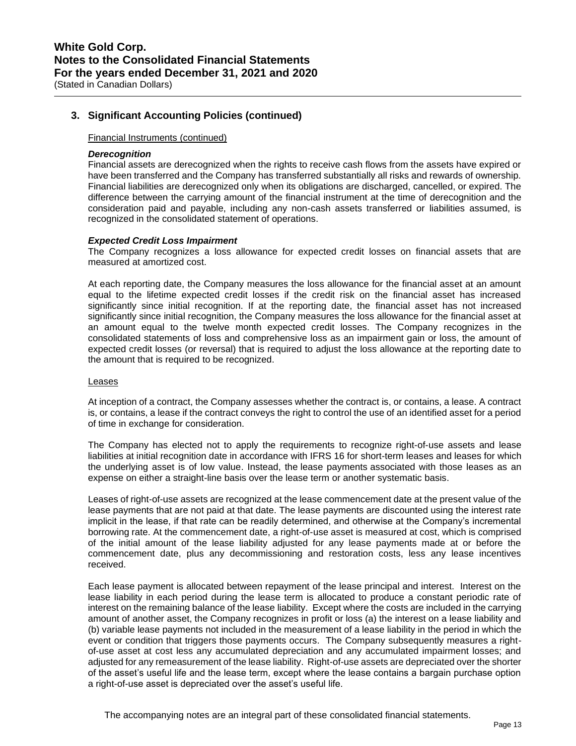## 3. Significant Accounting Policies (continued)

Financial Instruments (continued)

***Derecognition***

Financial assets are derecognized when the rights to receive cash flows from the assets have expired or have been transferred and the Company has transferred substantially all risks and rewards of ownership. Financial liabilities are derecognized only when its obligations are discharged, cancelled, or expired. The difference between the carrying amount of the financial instrument at the time of derecognition and the consideration paid and payable, including any non-cash assets transferred or liabilities assumed, is recognized in the consolidated statement of operations.

***Expected Credit Loss Impairment***

The Company recognizes a loss allowance for expected credit losses on financial assets that are measured at amortized cost.

At each reporting date, the Company measures the loss allowance for the financial asset at an amount equal to the lifetime expected credit losses if the credit risk on the financial asset has increased significantly since initial recognition. If at the reporting date, the financial asset has not increased significantly since initial recognition, the Company measures the loss allowance for the financial asset at an amount equal to the twelve month expected credit losses. The Company recognizes in the consolidated statements of loss and comprehensive loss as an impairment gain or loss, the amount of expected credit losses (or reversal) that is required to adjust the loss allowance at the reporting date to the amount that is required to be recognized.

Leases

At inception of a contract, the Company assesses whether the contract is, or contains, a lease. A contract is, or contains, a lease if the contract conveys the right to control the use of an identified asset for a period of time in exchange for consideration.

The Company has elected not to apply the requirements to recognize right-of-use assets and lease liabilities at initial recognition date in accordance with IFRS 16 for short-term leases and leases for which the underlying asset is of low value. Instead, the lease payments associated with those leases as an expense on either a straight-line basis over the lease term or another systematic basis.

Leases of right-of-use assets are recognized at the lease commencement date at the present value of the lease payments that are not paid at that date. The lease payments are discounted using the interest rate implicit in the lease, if that rate can be readily determined, and otherwise at the Company's incremental borrowing rate. At the commencement date, a right-of-use asset is measured at cost, which is comprised of the initial amount of the lease liability adjusted for any lease payments made at or before the commencement date, plus any decommissioning and restoration costs, less any lease incentives received.

Each lease payment is allocated between repayment of the lease principal and interest. Interest on the lease liability in each period during the lease term is allocated to produce a constant periodic rate of interest on the remaining balance of the lease liability. Except where the costs are included in the carrying amount of another asset, the Company recognizes in profit or loss (a) the interest on a lease liability and (b) variable lease payments not included in the measurement of a lease liability in the period in which the event or condition that triggers those payments occurs. The Company subsequently measures a right-of-use asset at cost less any accumulated depreciation and any accumulated impairment losses; and adjusted for any remeasurement of the lease liability. Right-of-use assets are depreciated over the shorter of the asset's useful life and the lease term, except where the lease contains a bargain purchase option a right-of-use asset is depreciated over the asset's useful life.

The accompanying notes are an integral part of these consolidated financial statements.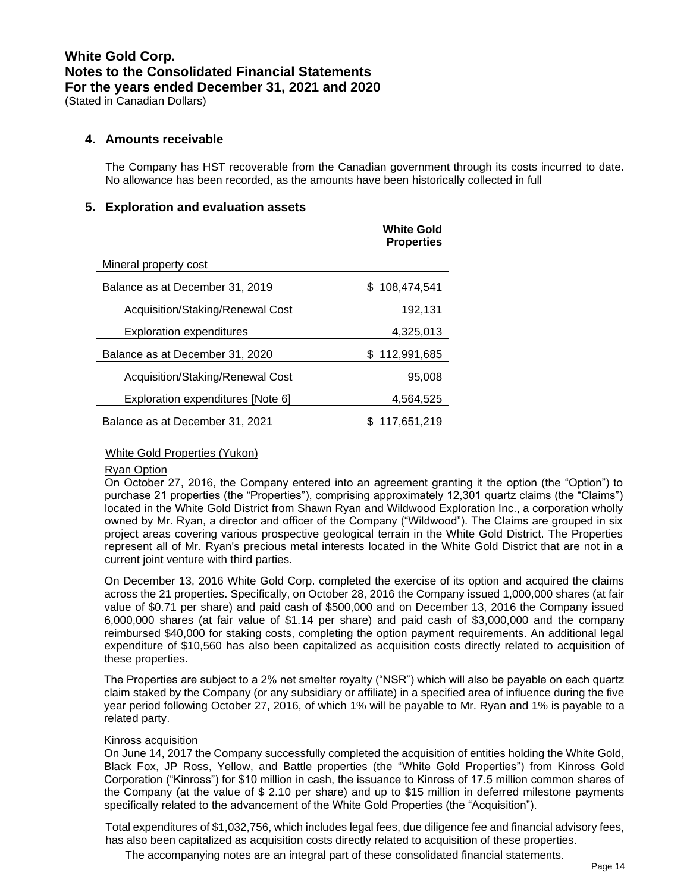## 4. Amounts receivable

The Company has HST recoverable from the Canadian government through its costs incurred to date. No allowance has been recorded, as the amounts have been historically collected in full

## 5. Exploration and evaluation assets

| | White Gold Properties |
|---|---|
| Mineral property cost | |
| Balance as at December 31, 2019 | $ 108,474,541 |
| Acquisition/Staking/Renewal Cost | 192,131 |
| Exploration expenditures | 4,325,013 |
| Balance as at December 31, 2020 | $ 112,991,685 |
| Acquisition/Staking/Renewal Cost | 95,008 |
| Exploration expenditures [Note 6] | 4,564,525 |
| Balance as at December 31, 2021 | $ 117,651,219 |

White Gold Properties (Yukon)

Ryan Option

On October 27, 2016, the Company entered into an agreement granting it the option (the "Option") to purchase 21 properties (the "Properties"), comprising approximately 12,301 quartz claims (the "Claims") located in the White Gold District from Shawn Ryan and Wildwood Exploration Inc., a corporation wholly owned by Mr. Ryan, a director and officer of the Company ("Wildwood"). The Claims are grouped in six project areas covering various prospective geological terrain in the White Gold District. The Properties represent all of Mr. Ryan's precious metal interests located in the White Gold District that are not in a current joint venture with third parties.

On December 13, 2016 White Gold Corp. completed the exercise of its option and acquired the claims across the 21 properties. Specifically, on October 28, 2016 the Company issued 1,000,000 shares (at fair value of $0.71 per share) and paid cash of $500,000 and on December 13, 2016 the Company issued 6,000,000 shares (at fair value of $1.14 per share) and paid cash of $3,000,000 and the company reimbursed $40,000 for staking costs, completing the option payment requirements. An additional legal expenditure of $10,560 has also been capitalized as acquisition costs directly related to acquisition of these properties.

The Properties are subject to a 2% net smelter royalty ("NSR") which will also be payable on each quartz claim staked by the Company (or any subsidiary or affiliate) in a specified area of influence during the five year period following October 27, 2016, of which 1% will be payable to Mr. Ryan and 1% is payable to a related party.

Kinross acquisition

On June 14, 2017 the Company successfully completed the acquisition of entities holding the White Gold, Black Fox, JP Ross, Yellow, and Battle properties (the "White Gold Properties") from Kinross Gold Corporation ("Kinross") for $10 million in cash, the issuance to Kinross of 17.5 million common shares of the Company (at the value of $ 2.10 per share) and up to $15 million in deferred milestone payments specifically related to the advancement of the White Gold Properties (the "Acquisition").

Total expenditures of $1,032,756, which includes legal fees, due diligence fee and financial advisory fees, has also been capitalized as acquisition costs directly related to acquisition of these properties.

The accompanying notes are an integral part of these consolidated financial statements.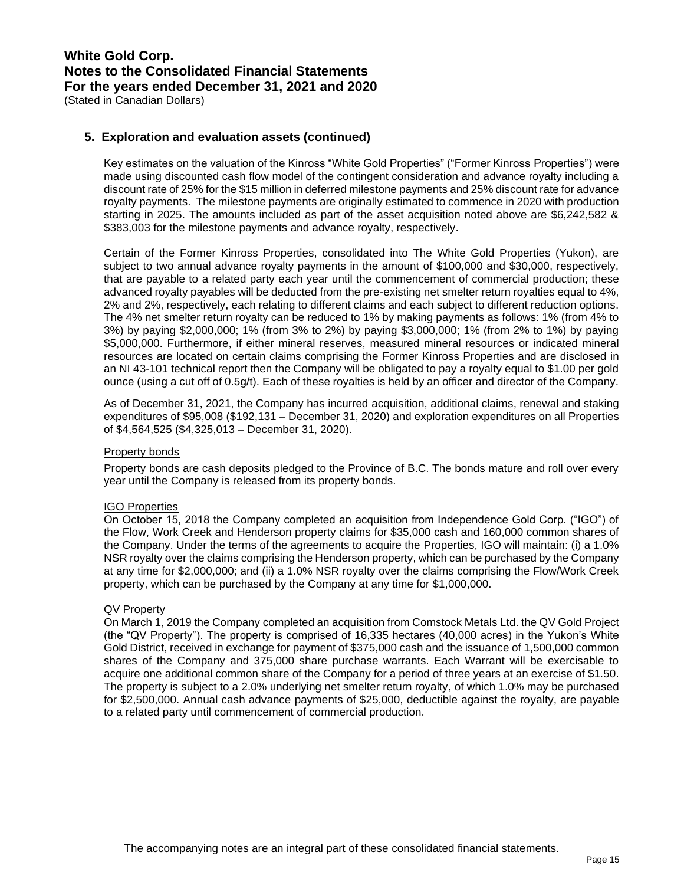## 5. Exploration and evaluation assets (continued)

Key estimates on the valuation of the Kinross "White Gold Properties" ("Former Kinross Properties") were made using discounted cash flow model of the contingent consideration and advance royalty including a discount rate of 25% for the $15 million in deferred milestone payments and 25% discount rate for advance royalty payments. The milestone payments are originally estimated to commence in 2020 with production starting in 2025. The amounts included as part of the asset acquisition noted above are $6,242,582 & $383,003 for the milestone payments and advance royalty, respectively.

Certain of the Former Kinross Properties, consolidated into The White Gold Properties (Yukon), are subject to two annual advance royalty payments in the amount of $100,000 and $30,000, respectively, that are payable to a related party each year until the commencement of commercial production; these advanced royalty payables will be deducted from the pre-existing net smelter return royalties equal to 4%, 2% and 2%, respectively, each relating to different claims and each subject to different reduction options. The 4% net smelter return royalty can be reduced to 1% by making payments as follows: 1% (from 4% to 3%) by paying $2,000,000; 1% (from 3% to 2%) by paying $3,000,000; 1% (from 2% to 1%) by paying $5,000,000. Furthermore, if either mineral reserves, measured mineral resources or indicated mineral resources are located on certain claims comprising the Former Kinross Properties and are disclosed in an NI 43-101 technical report then the Company will be obligated to pay a royalty equal to $1.00 per gold ounce (using a cut off of 0.5g/t). Each of these royalties is held by an officer and director of the Company.

As of December 31, 2021, the Company has incurred acquisition, additional claims, renewal and staking expenditures of $95,008 ($192,131 – December 31, 2020) and exploration expenditures on all Properties of $4,564,525 ($4,325,013 – December 31, 2020).

### Property bonds

Property bonds are cash deposits pledged to the Province of B.C. The bonds mature and roll over every year until the Company is released from its property bonds.

### IGO Properties

On October 15, 2018 the Company completed an acquisition from Independence Gold Corp. ("IGO") of the Flow, Work Creek and Henderson property claims for $35,000 cash and 160,000 common shares of the Company. Under the terms of the agreements to acquire the Properties, IGO will maintain: (i) a 1.0% NSR royalty over the claims comprising the Henderson property, which can be purchased by the Company at any time for $2,000,000; and (ii) a 1.0% NSR royalty over the claims comprising the Flow/Work Creek property, which can be purchased by the Company at any time for $1,000,000.

### QV Property

On March 1, 2019 the Company completed an acquisition from Comstock Metals Ltd. the QV Gold Project (the "QV Property"). The property is comprised of 16,335 hectares (40,000 acres) in the Yukon's White Gold District, received in exchange for payment of $375,000 cash and the issuance of 1,500,000 common shares of the Company and 375,000 share purchase warrants. Each Warrant will be exercisable to acquire one additional common share of the Company for a period of three years at an exercise of $1.50. The property is subject to a 2.0% underlying net smelter return royalty, of which 1.0% may be purchased for $2,500,000. Annual cash advance payments of $25,000, deductible against the royalty, are payable to a related party until commencement of commercial production.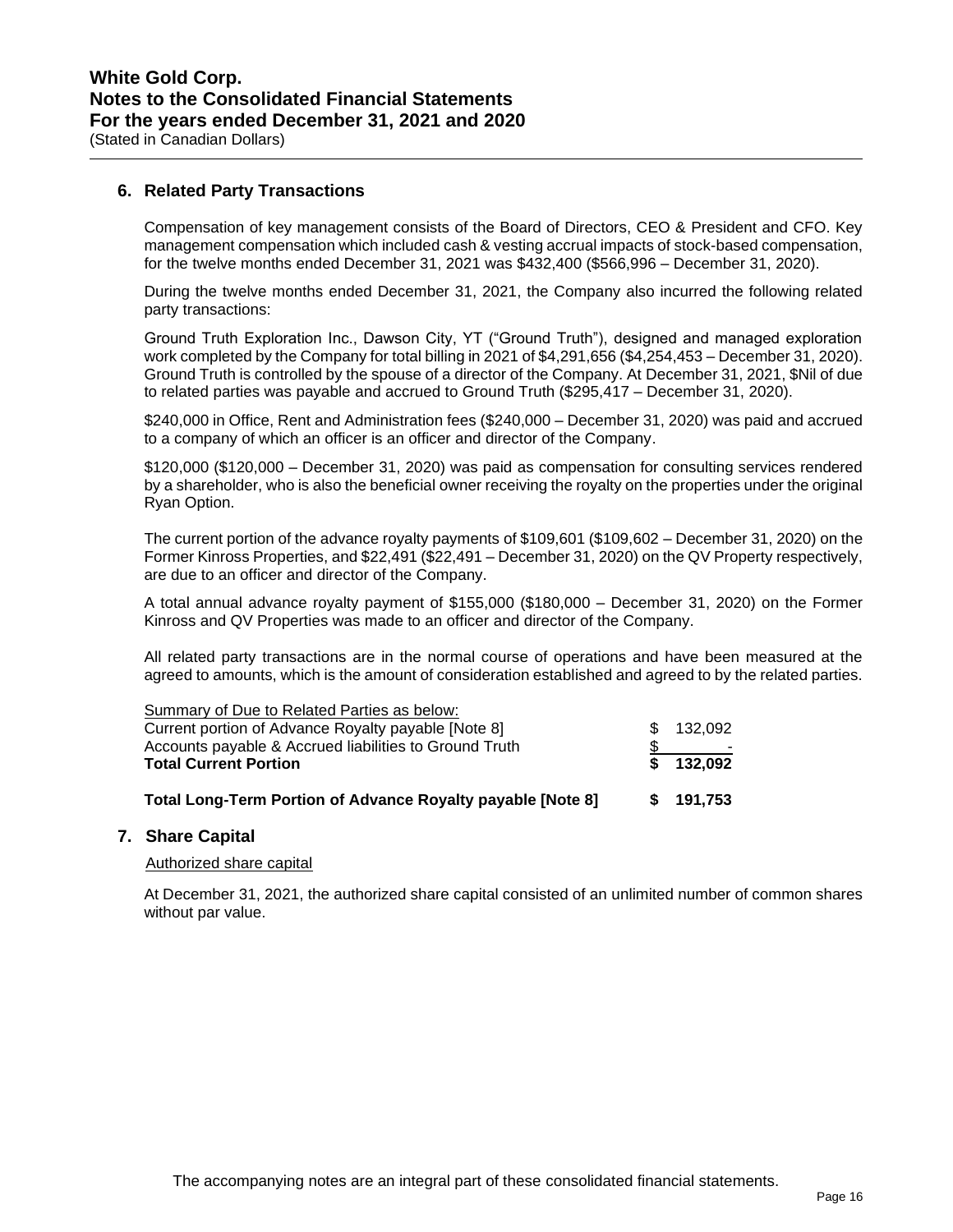## 6. Related Party Transactions

Compensation of key management consists of the Board of Directors, CEO & President and CFO. Key management compensation which included cash & vesting accrual impacts of stock-based compensation, for the twelve months ended December 31, 2021 was $432,400 ($566,996 – December 31, 2020).

During the twelve months ended December 31, 2021, the Company also incurred the following related party transactions:

Ground Truth Exploration Inc., Dawson City, YT ("Ground Truth"), designed and managed exploration work completed by the Company for total billing in 2021 of $4,291,656 ($4,254,453 – December 31, 2020). Ground Truth is controlled by the spouse of a director of the Company. At December 31, 2021, $Nil of due to related parties was payable and accrued to Ground Truth ($295,417 – December 31, 2020).

$240,000 in Office, Rent and Administration fees ($240,000 – December 31, 2020) was paid and accrued to a company of which an officer is an officer and director of the Company.

$120,000 ($120,000 – December 31, 2020) was paid as compensation for consulting services rendered by a shareholder, who is also the beneficial owner receiving the royalty on the properties under the original Ryan Option.

The current portion of the advance royalty payments of $109,601 ($109,602 – December 31, 2020) on the Former Kinross Properties, and $22,491 ($22,491 – December 31, 2020) on the QV Property respectively, are due to an officer and director of the Company.

A total annual advance royalty payment of $155,000 ($180,000 – December 31, 2020) on the Former Kinross and QV Properties was made to an officer and director of the Company.

All related party transactions are in the normal course of operations and have been measured at the agreed to amounts, which is the amount of consideration established and agreed to by the related parties.

| Summary of Due to Related Parties as below: | |
|---|---|
| Current portion of Advance Royalty payable [Note 8] | $ 132,092 |
| Accounts payable & Accrued liabilities to Ground Truth | $ - |
| **Total Current Portion** | **$ 132,092** |
| **Total Long-Term Portion of Advance Royalty payable [Note 8]** | **$ 191,753** |

## 7. Share Capital

Authorized share capital

At December 31, 2021, the authorized share capital consisted of an unlimited number of common shares without par value.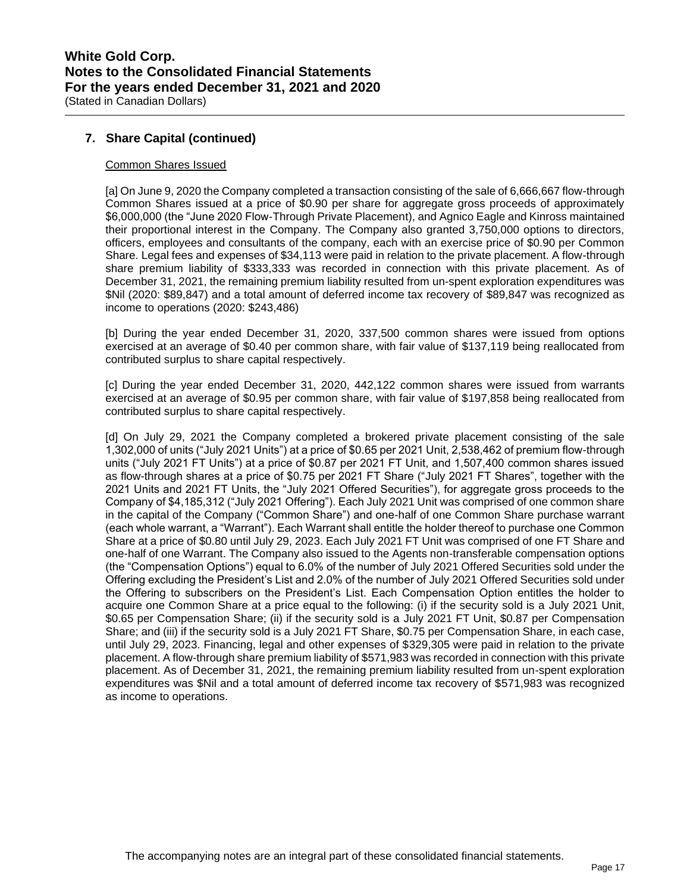## 7. Share Capital (continued)

Common Shares Issued

[a] On June 9, 2020 the Company completed a transaction consisting of the sale of 6,666,667 flow-through Common Shares issued at a price of $0.90 per share for aggregate gross proceeds of approximately $6,000,000 (the "June 2020 Flow-Through Private Placement), and Agnico Eagle and Kinross maintained their proportional interest in the Company. The Company also granted 3,750,000 options to directors, officers, employees and consultants of the company, each with an exercise price of $0.90 per Common Share. Legal fees and expenses of $34,113 were paid in relation to the private placement. A flow-through share premium liability of $333,333 was recorded in connection with this private placement. As of December 31, 2021, the remaining premium liability resulted from un-spent exploration expenditures was $Nil (2020: $89,847) and a total amount of deferred income tax recovery of $89,847 was recognized as income to operations (2020: $243,486)

[b] During the year ended December 31, 2020, 337,500 common shares were issued from options exercised at an average of $0.40 per common share, with fair value of $137,119 being reallocated from contributed surplus to share capital respectively.

[c] During the year ended December 31, 2020, 442,122 common shares were issued from warrants exercised at an average of $0.95 per common share, with fair value of $197,858 being reallocated from contributed surplus to share capital respectively.

[d] On July 29, 2021 the Company completed a brokered private placement consisting of the sale 1,302,000 of units ("July 2021 Units") at a price of $0.65 per 2021 Unit, 2,538,462 of premium flow-through units ("July 2021 FT Units") at a price of $0.87 per 2021 FT Unit, and 1,507,400 common shares issued as flow-through shares at a price of $0.75 per 2021 FT Share ("July 2021 FT Shares", together with the 2021 Units and 2021 FT Units, the "July 2021 Offered Securities"), for aggregate gross proceeds to the Company of $4,185,312 ("July 2021 Offering"). Each July 2021 Unit was comprised of one common share in the capital of the Company ("Common Share") and one-half of one Common Share purchase warrant (each whole warrant, a "Warrant"). Each Warrant shall entitle the holder thereof to purchase one Common Share at a price of $0.80 until July 29, 2023. Each July 2021 FT Unit was comprised of one FT Share and one-half of one Warrant. The Company also issued to the Agents non-transferable compensation options (the "Compensation Options") equal to 6.0% of the number of July 2021 Offered Securities sold under the Offering excluding the President's List and 2.0% of the number of July 2021 Offered Securities sold under the Offering to subscribers on the President's List. Each Compensation Option entitles the holder to acquire one Common Share at a price equal to the following: (i) if the security sold is a July 2021 Unit, $0.65 per Compensation Share; (ii) if the security sold is a July 2021 FT Unit, $0.87 per Compensation Share; and (iii) if the security sold is a July 2021 FT Share, $0.75 per Compensation Share, in each case, until July 29, 2023. Financing, legal and other expenses of $329,305 were paid in relation to the private placement. A flow-through share premium liability of $571,983 was recorded in connection with this private placement. As of December 31, 2021, the remaining premium liability resulted from un-spent exploration expenditures was $Nil and a total amount of deferred income tax recovery of $571,983 was recognized as income to operations.

The accompanying notes are an integral part of these consolidated financial statements.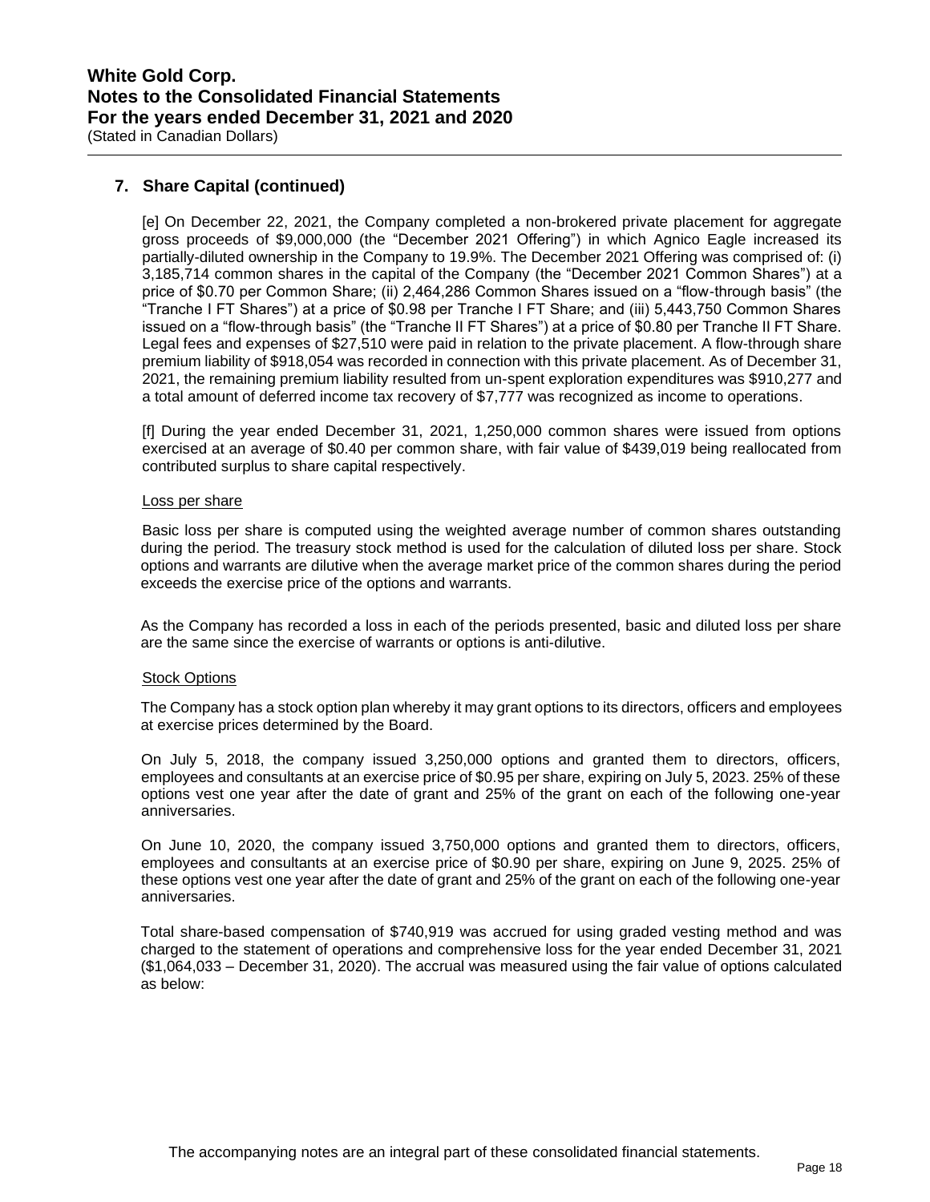## 7. Share Capital (continued)

[e] On December 22, 2021, the Company completed a non-brokered private placement for aggregate gross proceeds of $9,000,000 (the "December 2021 Offering") in which Agnico Eagle increased its partially-diluted ownership in the Company to 19.9%. The December 2021 Offering was comprised of: (i) 3,185,714 common shares in the capital of the Company (the "December 2021 Common Shares") at a price of $0.70 per Common Share; (ii) 2,464,286 Common Shares issued on a "flow-through basis" (the "Tranche I FT Shares") at a price of $0.98 per Tranche I FT Share; and (iii) 5,443,750 Common Shares issued on a "flow-through basis" (the "Tranche II FT Shares") at a price of $0.80 per Tranche II FT Share. Legal fees and expenses of $27,510 were paid in relation to the private placement. A flow-through share premium liability of $918,054 was recorded in connection with this private placement. As of December 31, 2021, the remaining premium liability resulted from un-spent exploration expenditures was $910,277 and a total amount of deferred income tax recovery of $7,777 was recognized as income to operations.

[f] During the year ended December 31, 2021, 1,250,000 common shares were issued from options exercised at an average of $0.40 per common share, with fair value of $439,019 being reallocated from contributed surplus to share capital respectively.

### Loss per share

Basic loss per share is computed using the weighted average number of common shares outstanding during the period. The treasury stock method is used for the calculation of diluted loss per share. Stock options and warrants are dilutive when the average market price of the common shares during the period exceeds the exercise price of the options and warrants.

As the Company has recorded a loss in each of the periods presented, basic and diluted loss per share are the same since the exercise of warrants or options is anti-dilutive.

### Stock Options

The Company has a stock option plan whereby it may grant options to its directors, officers and employees at exercise prices determined by the Board.

On July 5, 2018, the company issued 3,250,000 options and granted them to directors, officers, employees and consultants at an exercise price of $0.95 per share, expiring on July 5, 2023. 25% of these options vest one year after the date of grant and 25% of the grant on each of the following one-year anniversaries.

On June 10, 2020, the company issued 3,750,000 options and granted them to directors, officers, employees and consultants at an exercise price of $0.90 per share, expiring on June 9, 2025. 25% of these options vest one year after the date of grant and 25% of the grant on each of the following one-year anniversaries.

Total share-based compensation of $740,919 was accrued for using graded vesting method and was charged to the statement of operations and comprehensive loss for the year ended December 31, 2021 ($1,064,033 – December 31, 2020). The accrual was measured using the fair value of options calculated as below:

The accompanying notes are an integral part of these consolidated financial statements.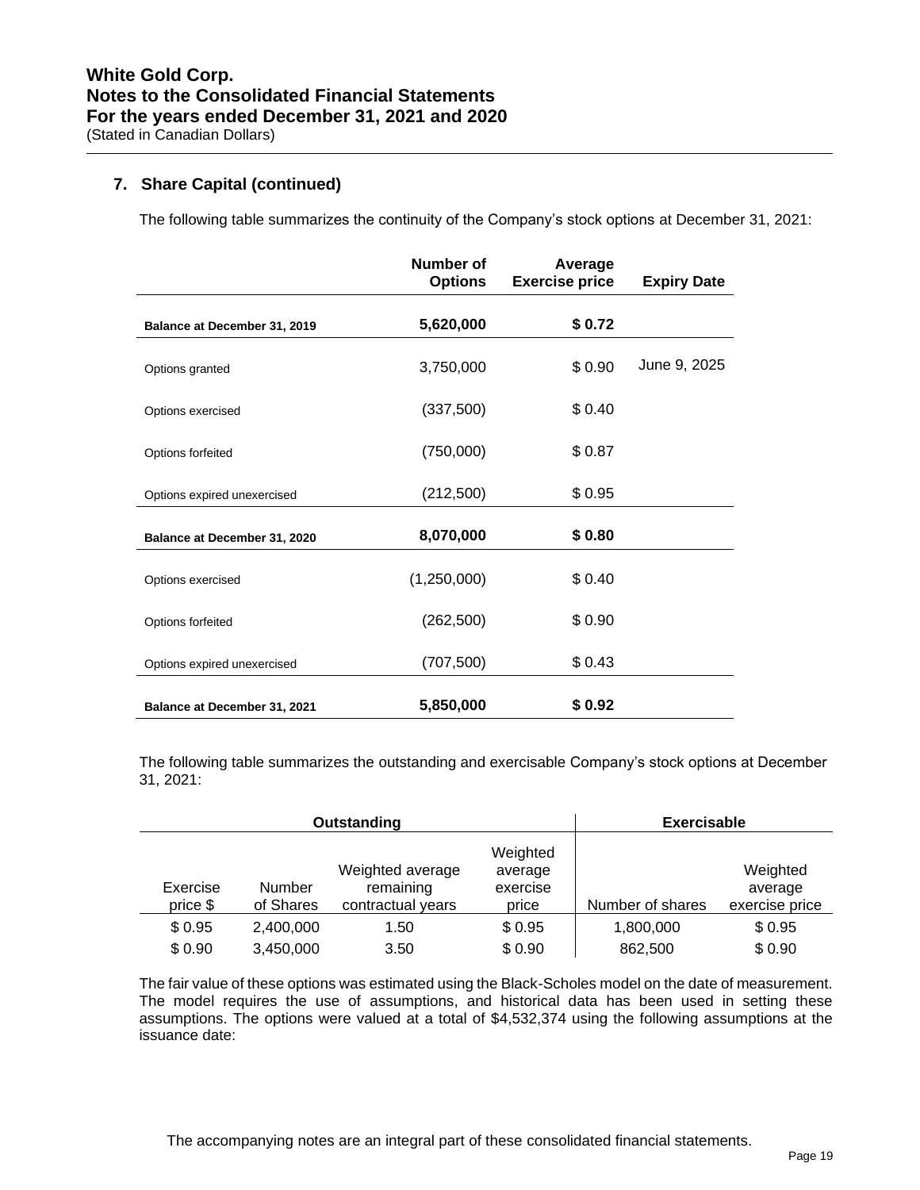## 7. Share Capital (continued)

The following table summarizes the continuity of the Company's stock options at December 31, 2021:

| | Number of Options | Average Exercise price | Expiry Date |
|---|---|---|---|
| **Balance at December 31, 2019** | **5,620,000** | **$ 0.72** | |
| Options granted | 3,750,000 | $ 0.90 | June 9, 2025 |
| Options exercised | (337,500) | $ 0.40 | |
| Options forfeited | (750,000) | $ 0.87 | |
| Options expired unexercised | (212,500) | $ 0.95 | |
| **Balance at December 31, 2020** | **8,070,000** | **$ 0.80** | |
| Options exercised | (1,250,000) | $ 0.40 | |
| Options forfeited | (262,500) | $ 0.90 | |
| Options expired unexercised | (707,500) | $ 0.43 | |
| **Balance at December 31, 2021** | **5,850,000** | **$ 0.92** | |

The following table summarizes the outstanding and exercisable Company's stock options at December 31, 2021:

| **Outstanding** | | | | **Exercisable** | |
|---|---|---|---|---|---|
| Exercise price $ | Number of Shares | Weighted average remaining contractual years | Weighted average exercise price | Number of shares | Weighted average exercise price |
| $ 0.95 | 2,400,000 | 1.50 | $ 0.95 | 1,800,000 | $ 0.95 |
| $ 0.90 | 3,450,000 | 3.50 | $ 0.90 | 862,500 | $ 0.90 |

The fair value of these options was estimated using the Black-Scholes model on the date of measurement. The model requires the use of assumptions, and historical data has been used in setting these assumptions. The options were valued at a total of $4,532,374 using the following assumptions at the issuance date: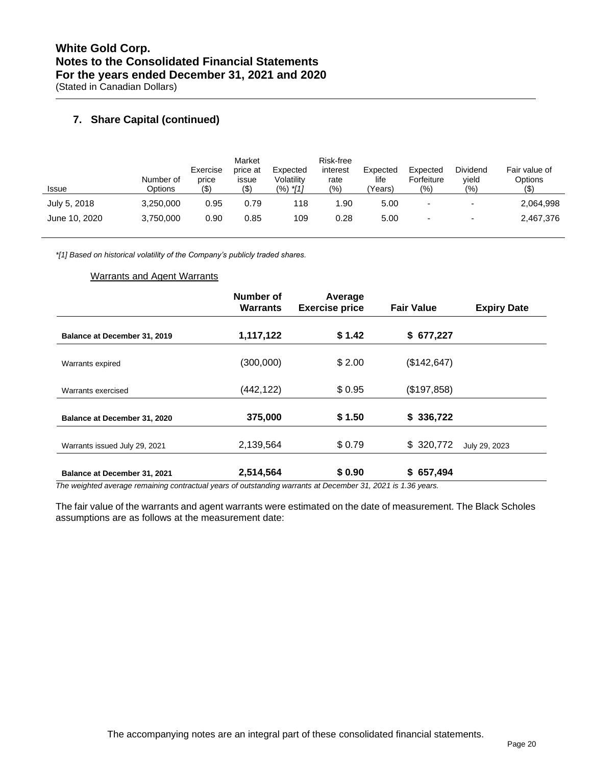## 7. Share Capital (continued)

| Issue | Number of Options | Exercise price ($) | Market price at issue ($) | Expected Volatility (%) *[1] | Risk-free interest rate (%) | Expected life (Years) | Expected Forfeiture (%) | Dividend yield (%) | Fair value of Options ($) |
|---|---|---|---|---|---|---|---|---|---|
| July 5, 2018 | 3,250,000 | 0.95 | 0.79 | 118 | 1.90 | 5.00 | - | - | 2,064,998 |
| June 10, 2020 | 3,750,000 | 0.90 | 0.85 | 109 | 0.28 | 5.00 | - | - | 2,467,376 |

*[1] Based on historical volatility of the Company's publicly traded shares.*

### Warrants and Agent Warrants

| | Number of Warrants | Average Exercise price | Fair Value | Expiry Date |
|---|---|---|---|---|
| **Balance at December 31, 2019** | **1,117,122** | **$ 1.42** | **$ 677,227** | |
| Warrants expired | (300,000) | $ 2.00 | ($142,647) | |
| Warrants exercised | (442,122) | $ 0.95 | ($197,858) | |
| **Balance at December 31, 2020** | **375,000** | **$ 1.50** | **$ 336,722** | |
| Warrants issued July 29, 2021 | 2,139,564 | $ 0.79 | $ 320,772 | July 29, 2023 |
| **Balance at December 31, 2021** | **2,514,564** | **$ 0.90** | **$ 657,494** | |

*The weighted average remaining contractual years of outstanding warrants at December 31, 2021 is 1.36 years.*

The fair value of the warrants and agent warrants were estimated on the date of measurement. The Black Scholes assumptions are as follows at the measurement date:

The accompanying notes are an integral part of these consolidated financial statements.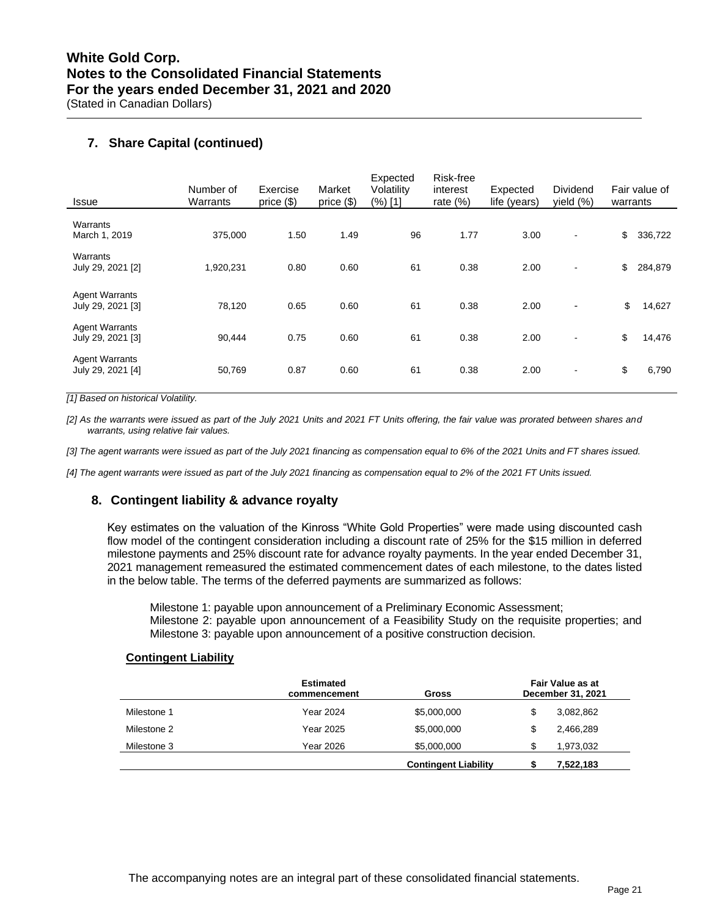## 7. Share Capital (continued)

| Issue | Number of Warrants | Exercise price ($) | Market price ($) | Expected Volatility (%) [1] | Risk-free interest rate (%) | Expected life (years) | Dividend yield (%) | Fair value of warrants |
|---|---|---|---|---|---|---|---|---|
| Warrants March 1, 2019 | 375,000 | 1.50 | 1.49 | 96 | 1.77 | 3.00 | - | $ 336,722 |
| Warrants July 29, 2021 [2] | 1,920,231 | 0.80 | 0.60 | 61 | 0.38 | 2.00 | - | $ 284,879 |
| Agent Warrants July 29, 2021 [3] | 78,120 | 0.65 | 0.60 | 61 | 0.38 | 2.00 | - | $ 14,627 |
| Agent Warrants July 29, 2021 [3] | 90,444 | 0.75 | 0.60 | 61 | 0.38 | 2.00 | - | $ 14,476 |
| Agent Warrants July 29, 2021 [4] | 50,769 | 0.87 | 0.60 | 61 | 0.38 | 2.00 | - | $ 6,790 |

*[1] Based on historical Volatility.*

*[2] As the warrants were issued as part of the July 2021 Units and 2021 FT Units offering, the fair value was prorated between shares and warrants, using relative fair values.*

*[3] The agent warrants were issued as part of the July 2021 financing as compensation equal to 6% of the 2021 Units and FT shares issued.*

*[4] The agent warrants were issued as part of the July 2021 financing as compensation equal to 2% of the 2021 FT Units issued.*

## 8. Contingent liability & advance royalty

Key estimates on the valuation of the Kinross "White Gold Properties" were made using discounted cash flow model of the contingent consideration including a discount rate of 25% for the $15 million in deferred milestone payments and 25% discount rate for advance royalty payments. In the year ended December 31, 2021 management remeasured the estimated commencement dates of each milestone, to the dates listed in the below table. The terms of the deferred payments are summarized as follows:

Milestone 1: payable upon announcement of a Preliminary Economic Assessment;
Milestone 2: payable upon announcement of a Feasibility Study on the requisite properties; and
Milestone 3: payable upon announcement of a positive construction decision.

**Contingent Liability**

| | Estimated commencement | Gross | Fair Value as at December 31, 2021 |
|---|---|---|---|
| Milestone 1 | Year 2024 | $5,000,000 | $ 3,082,862 |
| Milestone 2 | Year 2025 | $5,000,000 | $ 2,466,289 |
| Milestone 3 | Year 2026 | $5,000,000 | $ 1,973,032 |
| | | **Contingent Liability** | **$ 7,522,183** |

The accompanying notes are an integral part of these consolidated financial statements.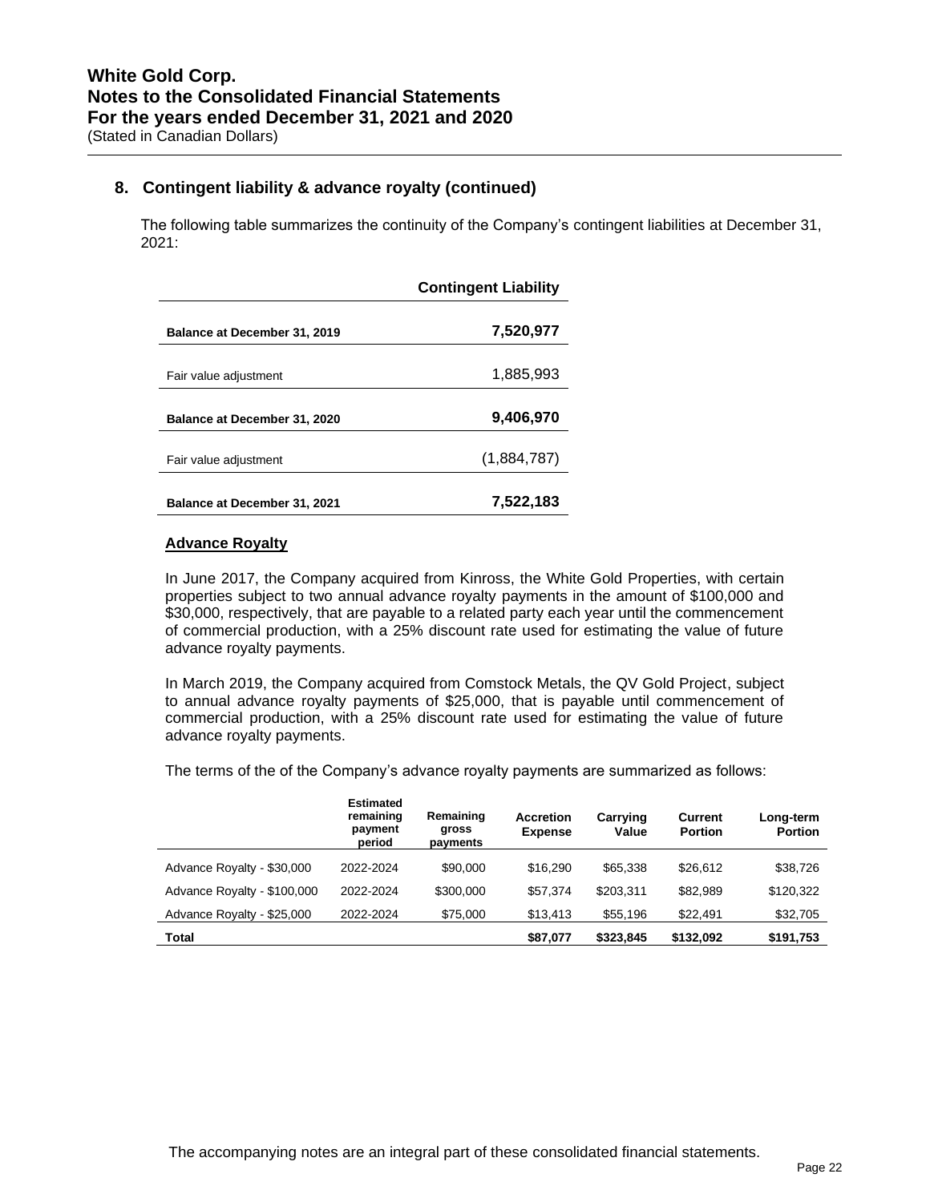## 8. Contingent liability & advance royalty (continued)

The following table summarizes the continuity of the Company's contingent liabilities at December 31, 2021:

| | Contingent Liability |
|---|---|
| **Balance at December 31, 2019** | **7,520,977** |
| Fair value adjustment | 1,885,993 |
| **Balance at December 31, 2020** | **9,406,970** |
| Fair value adjustment | (1,884,787) |
| **Balance at December 31, 2021** | **7,522,183** |

### Advance Royalty

In June 2017, the Company acquired from Kinross, the White Gold Properties, with certain properties subject to two annual advance royalty payments in the amount of $100,000 and $30,000, respectively, that are payable to a related party each year until the commencement of commercial production, with a 25% discount rate used for estimating the value of future advance royalty payments.

In March 2019, the Company acquired from Comstock Metals, the QV Gold Project, subject to annual advance royalty payments of $25,000, that is payable until commencement of commercial production, with a 25% discount rate used for estimating the value of future advance royalty payments.

The terms of the of the Company's advance royalty payments are summarized as follows:

| | Estimated remaining payment period | Remaining gross payments | Accretion Expense | Carrying Value | Current Portion | Long-term Portion |
|---|---|---|---|---|---|---|
| Advance Royalty - $30,000 | 2022-2024 | $90,000 | $16,290 | $65,338 | $26,612 | $38,726 |
| Advance Royalty - $100,000 | 2022-2024 | $300,000 | $57,374 | $203,311 | $82,989 | $120,322 |
| Advance Royalty - $25,000 | 2022-2024 | $75,000 | $13,413 | $55,196 | $22,491 | $32,705 |
| **Total** | | | **$87,077** | **$323,845** | **$132,092** | **$191,753** |

The accompanying notes are an integral part of these consolidated financial statements.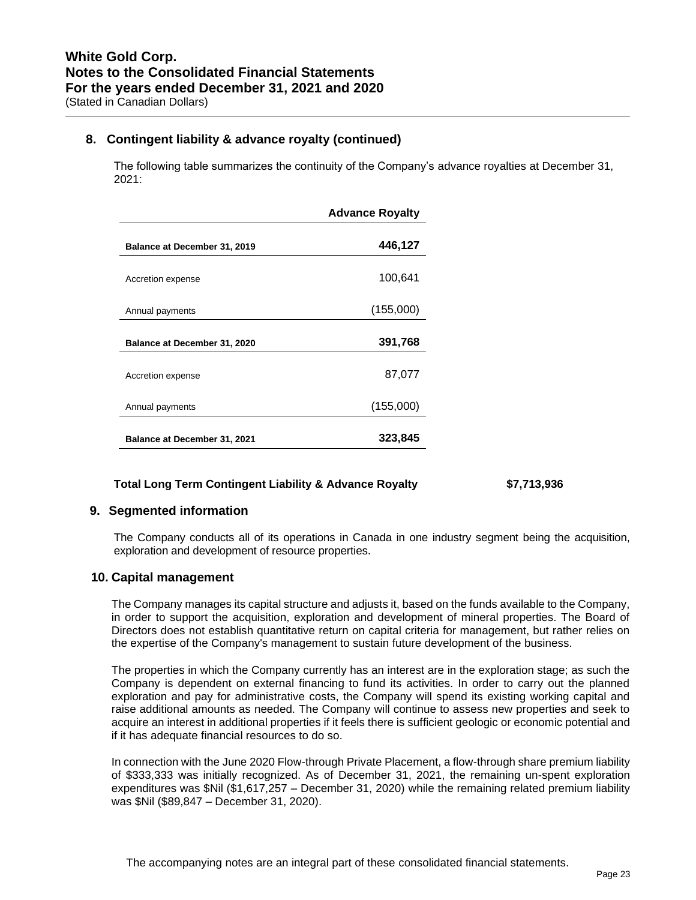## 8. Contingent liability & advance royalty (continued)

The following table summarizes the continuity of the Company's advance royalties at December 31, 2021:

| | Advance Royalty |
|---|---|
| **Balance at December 31, 2019** | **446,127** |
| Accretion expense | 100,641 |
| Annual payments | (155,000) |
| **Balance at December 31, 2020** | **391,768** |
| Accretion expense | 87,077 |
| Annual payments | (155,000) |
| **Balance at December 31, 2021** | **323,845** |

**Total Long Term Contingent Liability & Advance Royalty** **$7,713,936**

## 9. Segmented information

The Company conducts all of its operations in Canada in one industry segment being the acquisition, exploration and development of resource properties.

## 10. Capital management

The Company manages its capital structure and adjusts it, based on the funds available to the Company, in order to support the acquisition, exploration and development of mineral properties. The Board of Directors does not establish quantitative return on capital criteria for management, but rather relies on the expertise of the Company's management to sustain future development of the business.

The properties in which the Company currently has an interest are in the exploration stage; as such the Company is dependent on external financing to fund its activities. In order to carry out the planned exploration and pay for administrative costs, the Company will spend its existing working capital and raise additional amounts as needed. The Company will continue to assess new properties and seek to acquire an interest in additional properties if it feels there is sufficient geologic or economic potential and if it has adequate financial resources to do so.

In connection with the June 2020 Flow-through Private Placement, a flow-through share premium liability of $333,333 was initially recognized. As of December 31, 2021, the remaining un-spent exploration expenditures was $Nil ($1,617,257 – December 31, 2020) while the remaining related premium liability was $Nil ($89,847 – December 31, 2020).

The accompanying notes are an integral part of these consolidated financial statements.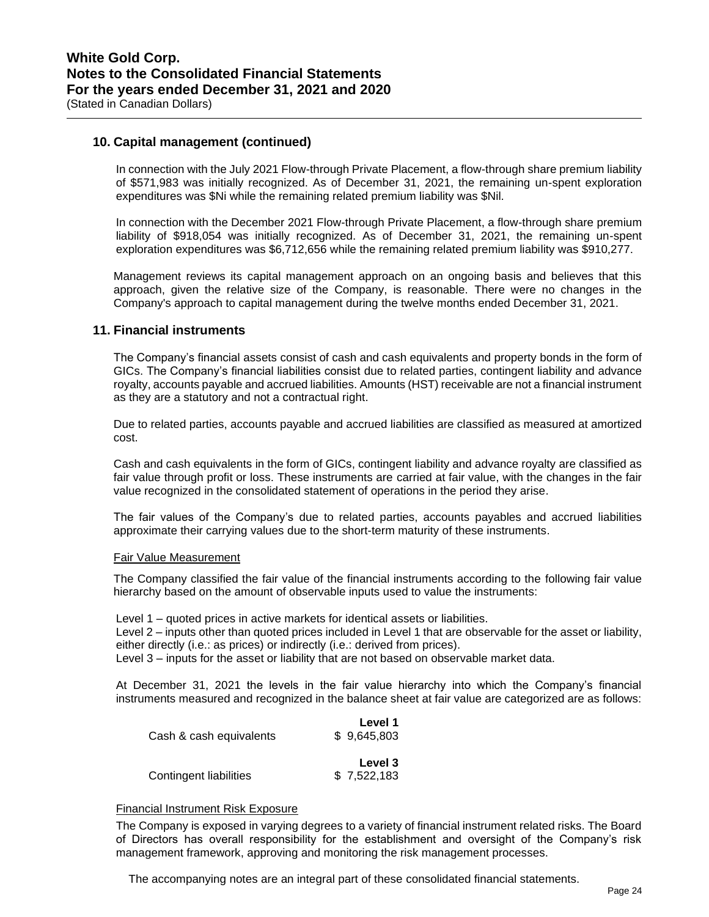## 10. Capital management (continued)

In connection with the July 2021 Flow-through Private Placement, a flow-through share premium liability of $571,983 was initially recognized. As of December 31, 2021, the remaining un-spent exploration expenditures was $Ni while the remaining related premium liability was $Nil.

In connection with the December 2021 Flow-through Private Placement, a flow-through share premium liability of $918,054 was initially recognized. As of December 31, 2021, the remaining un-spent exploration expenditures was $6,712,656 while the remaining related premium liability was $910,277.

Management reviews its capital management approach on an ongoing basis and believes that this approach, given the relative size of the Company, is reasonable. There were no changes in the Company's approach to capital management during the twelve months ended December 31, 2021.

## 11. Financial instruments

The Company's financial assets consist of cash and cash equivalents and property bonds in the form of GICs. The Company's financial liabilities consist due to related parties, contingent liability and advance royalty, accounts payable and accrued liabilities. Amounts (HST) receivable are not a financial instrument as they are a statutory and not a contractual right.

Due to related parties, accounts payable and accrued liabilities are classified as measured at amortized cost.

Cash and cash equivalents in the form of GICs, contingent liability and advance royalty are classified as fair value through profit or loss. These instruments are carried at fair value, with the changes in the fair value recognized in the consolidated statement of operations in the period they arise.

The fair values of the Company's due to related parties, accounts payables and accrued liabilities approximate their carrying values due to the short-term maturity of these instruments.

Fair Value Measurement

The Company classified the fair value of the financial instruments according to the following fair value hierarchy based on the amount of observable inputs used to value the instruments:

Level 1 – quoted prices in active markets for identical assets or liabilities.
Level 2 – inputs other than quoted prices included in Level 1 that are observable for the asset or liability, either directly (i.e.: as prices) or indirectly (i.e.: derived from prices).
Level 3 – inputs for the asset or liability that are not based on observable market data.

At December 31, 2021 the levels in the fair value hierarchy into which the Company's financial instruments measured and recognized in the balance sheet at fair value are categorized are as follows:

| | **Level 1** |
|---|---|
| Cash & cash equivalents | $ 9,645,803 |

| | **Level 3** |
|---|---|
| Contingent liabilities | $ 7,522,183 |

Financial Instrument Risk Exposure

The Company is exposed in varying degrees to a variety of financial instrument related risks. The Board of Directors has overall responsibility for the establishment and oversight of the Company's risk management framework, approving and monitoring the risk management processes.

The accompanying notes are an integral part of these consolidated financial statements.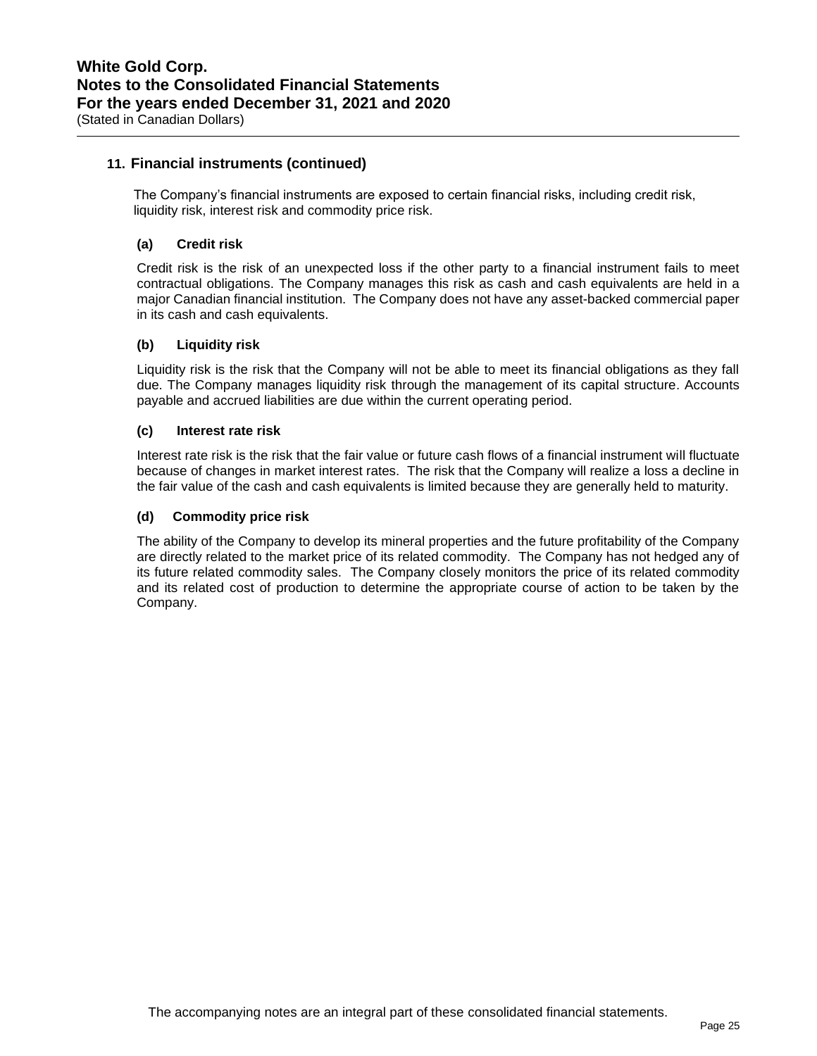## 11. Financial instruments (continued)

The Company's financial instruments are exposed to certain financial risks, including credit risk, liquidity risk, interest risk and commodity price risk.

### (a) Credit risk

Credit risk is the risk of an unexpected loss if the other party to a financial instrument fails to meet contractual obligations. The Company manages this risk as cash and cash equivalents are held in a major Canadian financial institution. The Company does not have any asset-backed commercial paper in its cash and cash equivalents.

### (b) Liquidity risk

Liquidity risk is the risk that the Company will not be able to meet its financial obligations as they fall due. The Company manages liquidity risk through the management of its capital structure. Accounts payable and accrued liabilities are due within the current operating period.

### (c) Interest rate risk

Interest rate risk is the risk that the fair value or future cash flows of a financial instrument will fluctuate because of changes in market interest rates. The risk that the Company will realize a loss a decline in the fair value of the cash and cash equivalents is limited because they are generally held to maturity.

### (d) Commodity price risk

The ability of the Company to develop its mineral properties and the future profitability of the Company are directly related to the market price of its related commodity. The Company has not hedged any of its future related commodity sales. The Company closely monitors the price of its related commodity and its related cost of production to determine the appropriate course of action to be taken by the Company.

The accompanying notes are an integral part of these consolidated financial statements.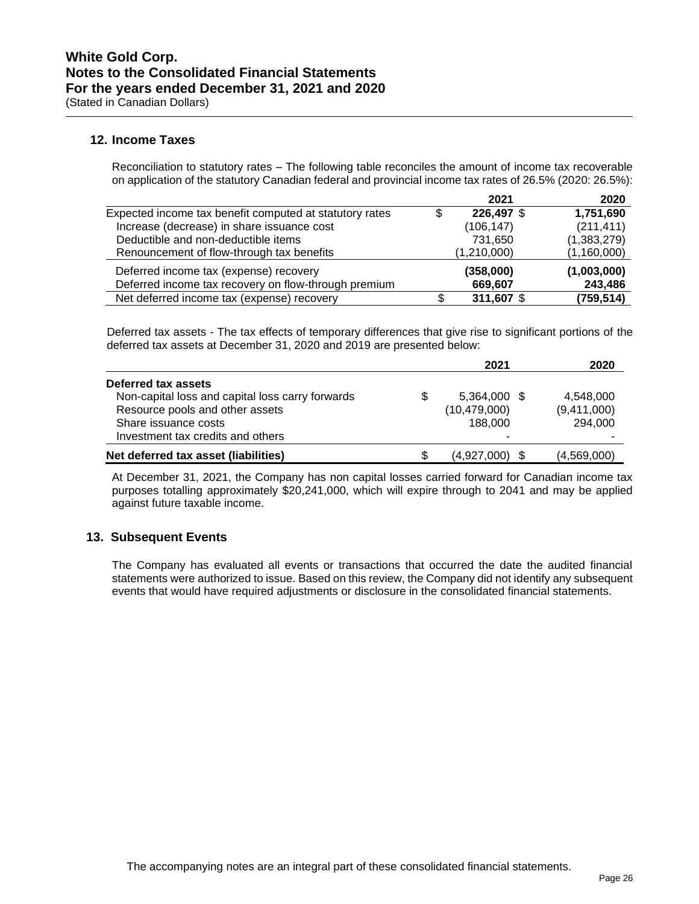## 12. Income Taxes

Reconciliation to statutory rates – The following table reconciles the amount of income tax recoverable on application of the statutory Canadian federal and provincial income tax rates of 26.5% (2020: 26.5%):

| | 2021 | 2020 |
|---|---|---|
| Expected income tax benefit computed at statutory rates | $ 226,497 | $ 1,751,690 |
| Increase (decrease) in share issuance cost | (106,147) | (211,411) |
| Deductible and non-deductible items | 731,650 | (1,383,279) |
| Renouncement of flow-through tax benefits | (1,210,000) | (1,160,000) |
| Deferred income tax (expense) recovery | **(358,000)** | **(1,003,000)** |
| Deferred income tax recovery on flow-through premium | **669,607** | **243,486** |
| Net deferred income tax (expense) recovery | $ **311,607** | $ **(759,514)** |

Deferred tax assets - The tax effects of temporary differences that give rise to significant portions of the deferred tax assets at December 31, 2020 and 2019 are presented below:

| | 2021 | 2020 |
|---|---|---|
| **Deferred tax assets** | | |
| Non-capital loss and capital loss carry forwards | $ 5,364,000 | $ 4,548,000 |
| Resource pools and other assets | (10,479,000) | (9,411,000) |
| Share issuance costs | 188,000 | 294,000 |
| Investment tax credits and others | - | - |
| **Net deferred tax asset (liabilities)** | $ (4,927,000) | $ (4,569,000) |

At December 31, 2021, the Company has non capital losses carried forward for Canadian income tax purposes totalling approximately $20,241,000, which will expire through to 2041 and may be applied against future taxable income.

## 13. Subsequent Events

The Company has evaluated all events or transactions that occurred the date the audited financial statements were authorized to issue. Based on this review, the Company did not identify any subsequent events that would have required adjustments or disclosure in the consolidated financial statements.